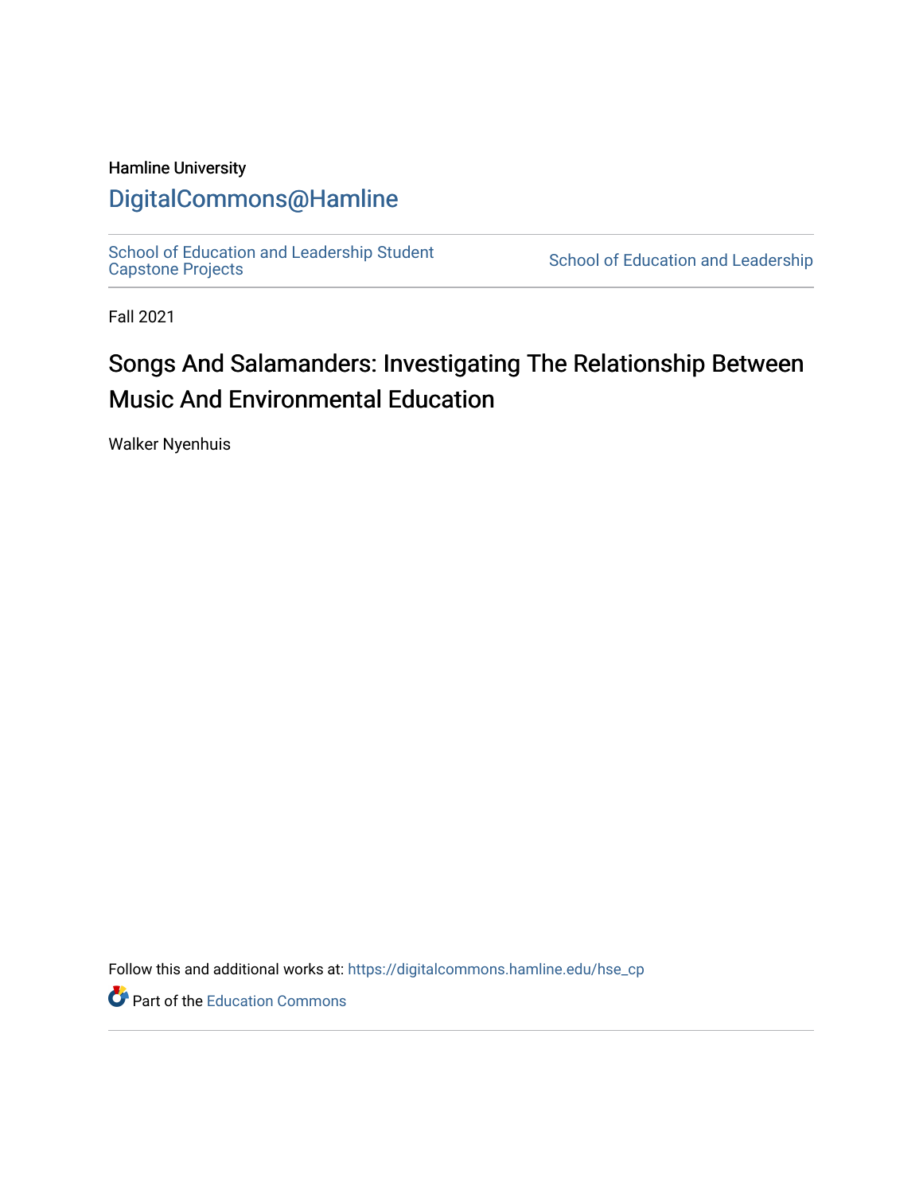Hamline University

# DigitalCommons@Hamline

School of Education and Leadership Student Capstone Projects | School of Education and Leadership

Fall 2021

# Songs And Salamanders: Investigating The Relationship Between Music And Environmental Education

Walker Nyenhuis

Follow this and additional works at: https://digitalcommons.hamline.edu/hse_cp

Part of the Education Commons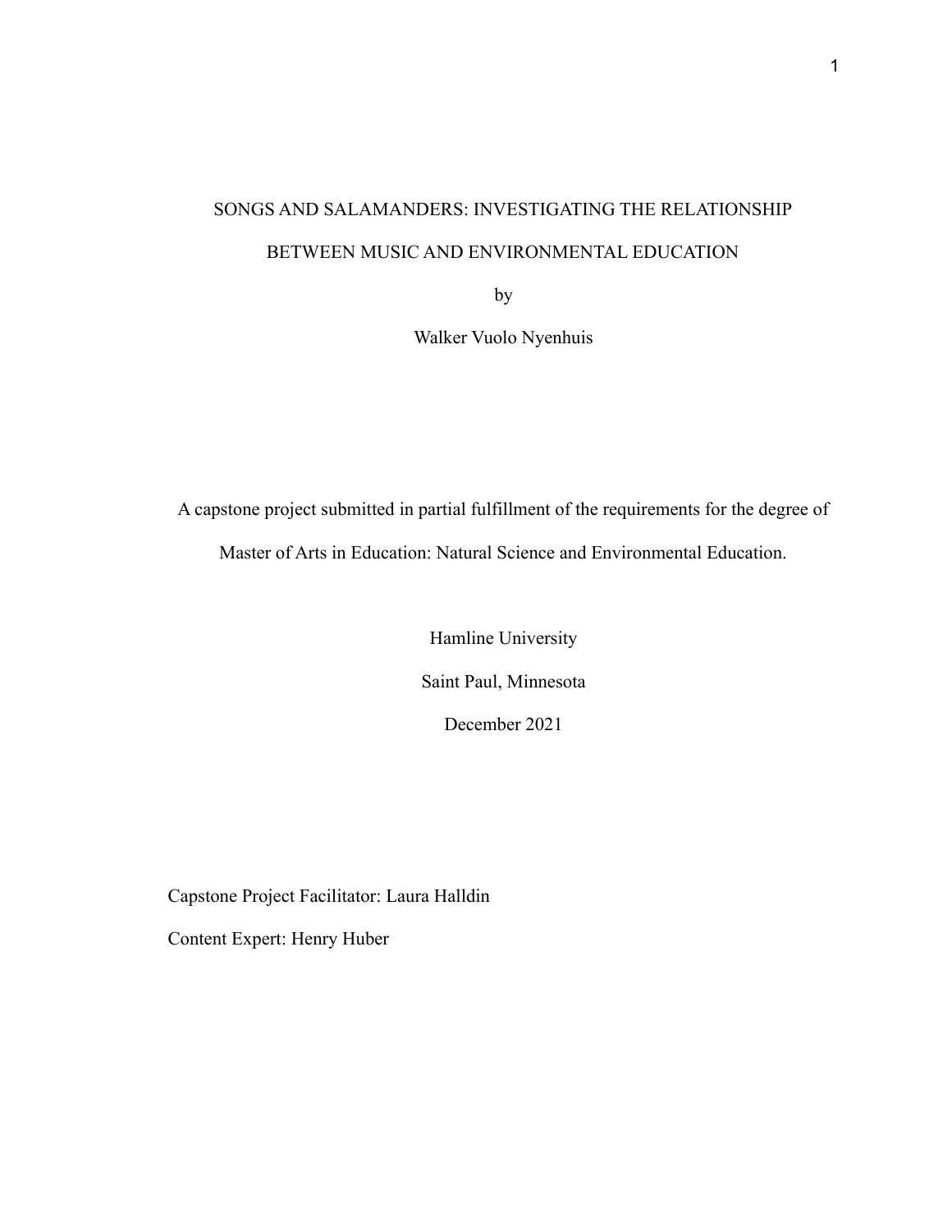# SONGS AND SALAMANDERS: INVESTIGATING THE RELATIONSHIP BETWEEN MUSIC AND ENVIRONMENTAL EDUCATION

by

Walker Vuolo Nyenhuis

A capstone project submitted in partial fulfillment of the requirements for the degree of Master of Arts in Education: Natural Science and Environmental Education.

Hamline University

Saint Paul, Minnesota

December 2021

Capstone Project Facilitator: Laura Halldin

Content Expert: Henry Huber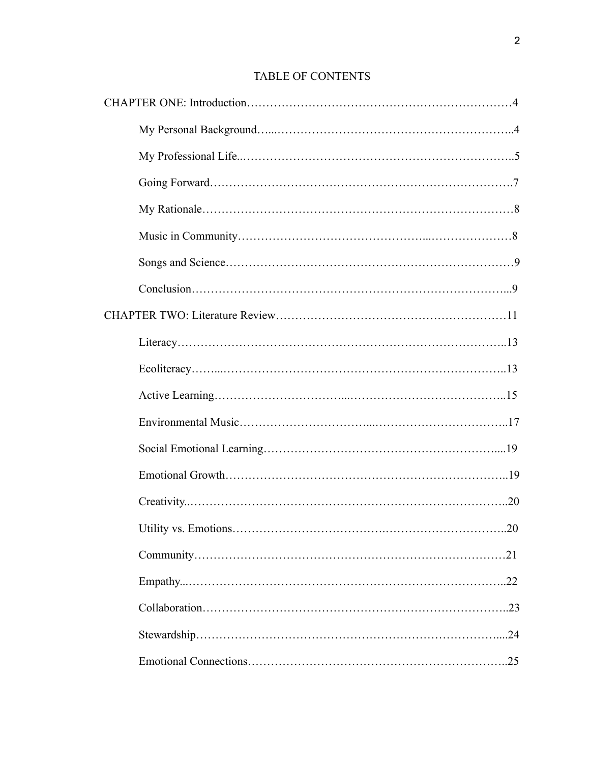# TABLE OF CONTENTS

CHAPTER ONE: Introduction……………………………………………………………4

- My Personal Background…...……………………………………………………..4
- My Professional Life..……………………………………………………………..5
- Going Forward…………….……………………….…………………….………….7
- My Rationale………………………………………………………………………8
- Music in Community…………………………………...…………………8
- Songs and Science………………………………………………………………9
- Conclusion……………………………………………………….…………...9

CHAPTER TWO: Literature Review…………………………………………………11

- Literacy………………………………………………………………………..13
- Ecoliteracy……...…………………………………………………………..13
- Active Learning…………………………...…………………………………..15
- Environmental Music…………………………...……………………………..17
- Social Emotional Learning……………………………………………………....19
- Emotional Growth…………………………………………………………..19
- Creativity..…………………………………………………………………..20
- Utility vs. Emotions…………………….………….…………………………..20
- Community…………………………………………………………………21
- Empathy...……………………………………………………………………...22
- Collaboration…………………………………………………………………..23
- Stewardship…………………………………………………………………....24
- Emotional Connections………………………………………………………..25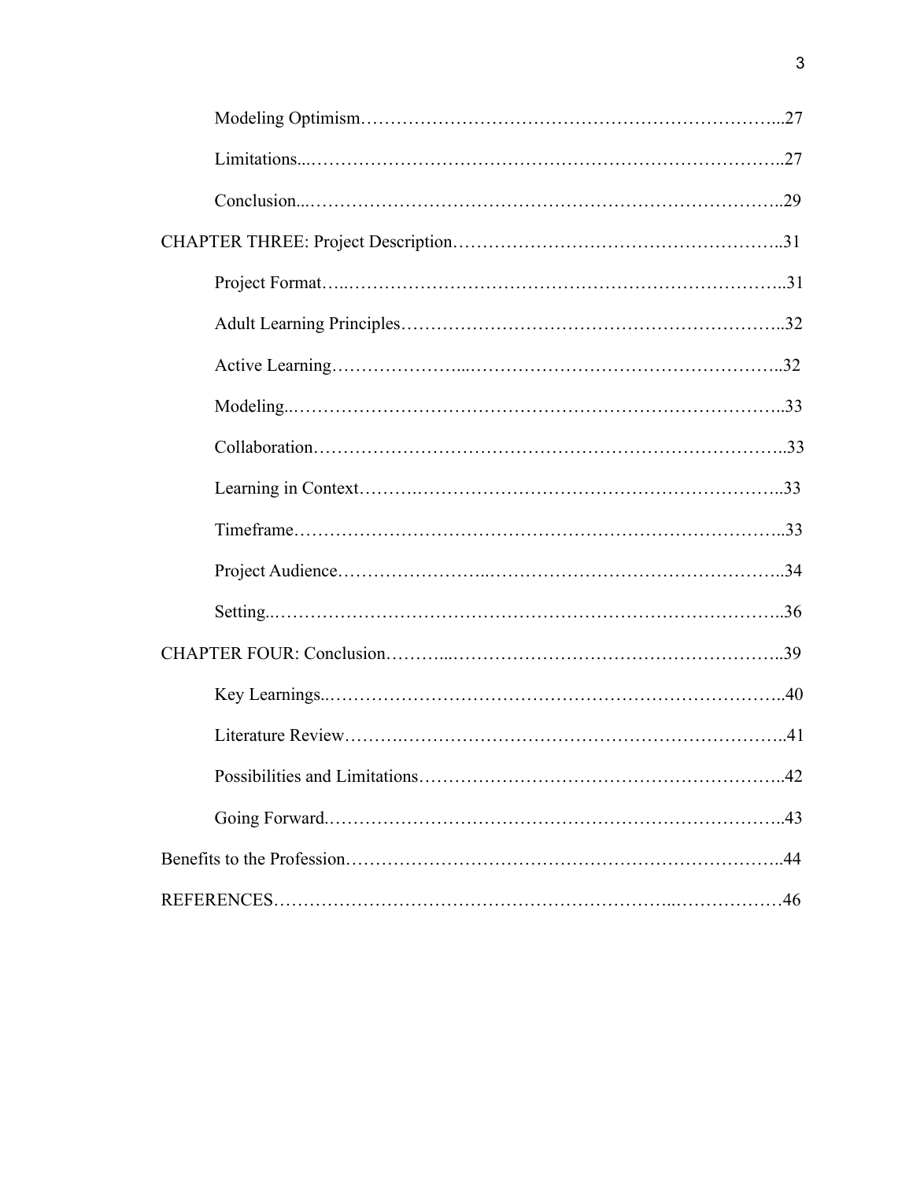Modeling Optimism...27

Limitations...27

Conclusion...29

CHAPTER THREE: Project Description...31

Project Format...31

Adult Learning Principles...32

Active Learning...32

Modeling...33

Collaboration...33

Learning in Context...33

Timeframe...33

Project Audience...34

Setting...36

CHAPTER FOUR: Conclusion...39

Key Learnings...40

Literature Review...41

Possibilities and Limitations...42

Going Forward...43

Benefits to the Profession...44

REFERENCES...46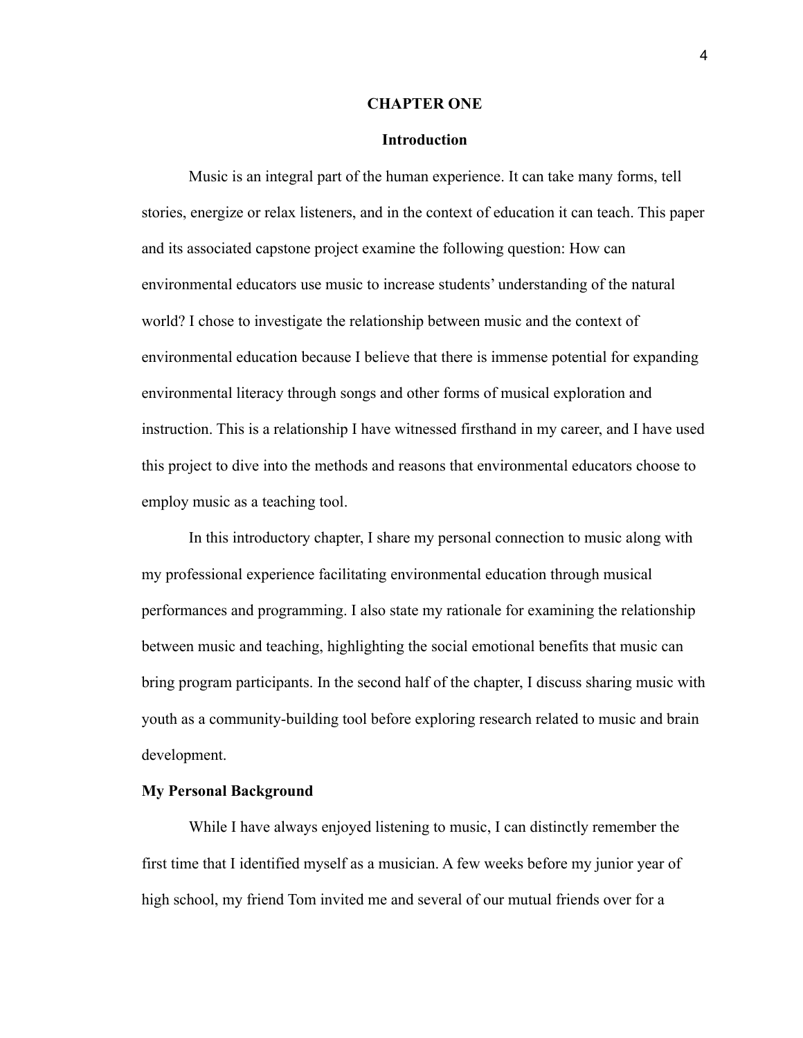# CHAPTER ONE

## Introduction

Music is an integral part of the human experience. It can take many forms, tell stories, energize or relax listeners, and in the context of education it can teach. This paper and its associated capstone project examine the following question: How can environmental educators use music to increase students' understanding of the natural world? I chose to investigate the relationship between music and the context of environmental education because I believe that there is immense potential for expanding environmental literacy through songs and other forms of musical exploration and instruction. This is a relationship I have witnessed firsthand in my career, and I have used this project to dive into the methods and reasons that environmental educators choose to employ music as a teaching tool.

In this introductory chapter, I share my personal connection to music along with my professional experience facilitating environmental education through musical performances and programming. I also state my rationale for examining the relationship between music and teaching, highlighting the social emotional benefits that music can bring program participants. In the second half of the chapter, I discuss sharing music with youth as a community-building tool before exploring research related to music and brain development.

### My Personal Background

While I have always enjoyed listening to music, I can distinctly remember the first time that I identified myself as a musician. A few weeks before my junior year of high school, my friend Tom invited me and several of our mutual friends over for a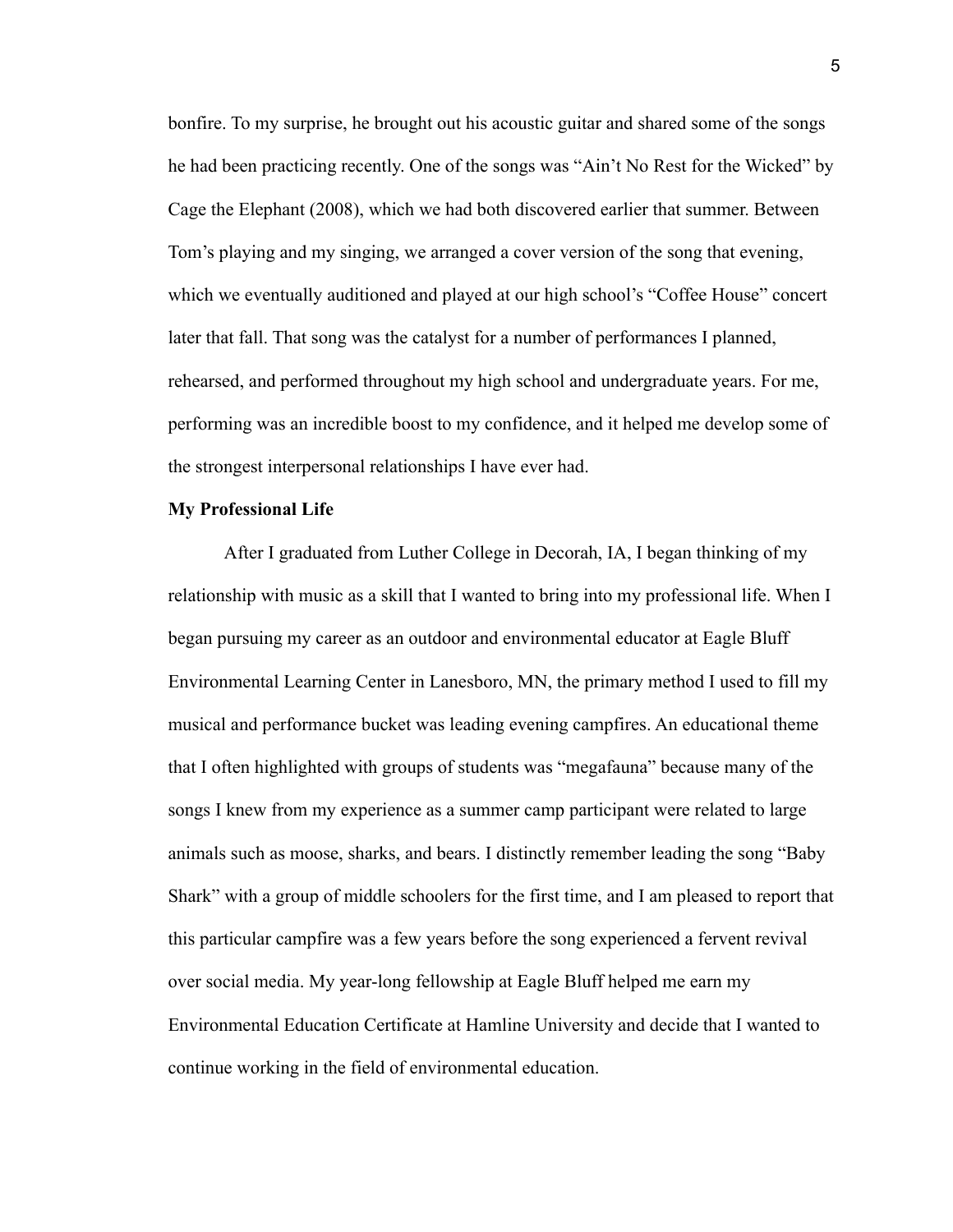bonfire. To my surprise, he brought out his acoustic guitar and shared some of the songs he had been practicing recently. One of the songs was "Ain't No Rest for the Wicked" by Cage the Elephant (2008), which we had both discovered earlier that summer. Between Tom's playing and my singing, we arranged a cover version of the song that evening, which we eventually auditioned and played at our high school's "Coffee House" concert later that fall. That song was the catalyst for a number of performances I planned, rehearsed, and performed throughout my high school and undergraduate years. For me, performing was an incredible boost to my confidence, and it helped me develop some of the strongest interpersonal relationships I have ever had.

**My Professional Life**

After I graduated from Luther College in Decorah, IA, I began thinking of my relationship with music as a skill that I wanted to bring into my professional life. When I began pursuing my career as an outdoor and environmental educator at Eagle Bluff Environmental Learning Center in Lanesboro, MN, the primary method I used to fill my musical and performance bucket was leading evening campfires. An educational theme that I often highlighted with groups of students was "megafauna" because many of the songs I knew from my experience as a summer camp participant were related to large animals such as moose, sharks, and bears. I distinctly remember leading the song "Baby Shark" with a group of middle schoolers for the first time, and I am pleased to report that this particular campfire was a few years before the song experienced a fervent revival over social media. My year-long fellowship at Eagle Bluff helped me earn my Environmental Education Certificate at Hamline University and decide that I wanted to continue working in the field of environmental education.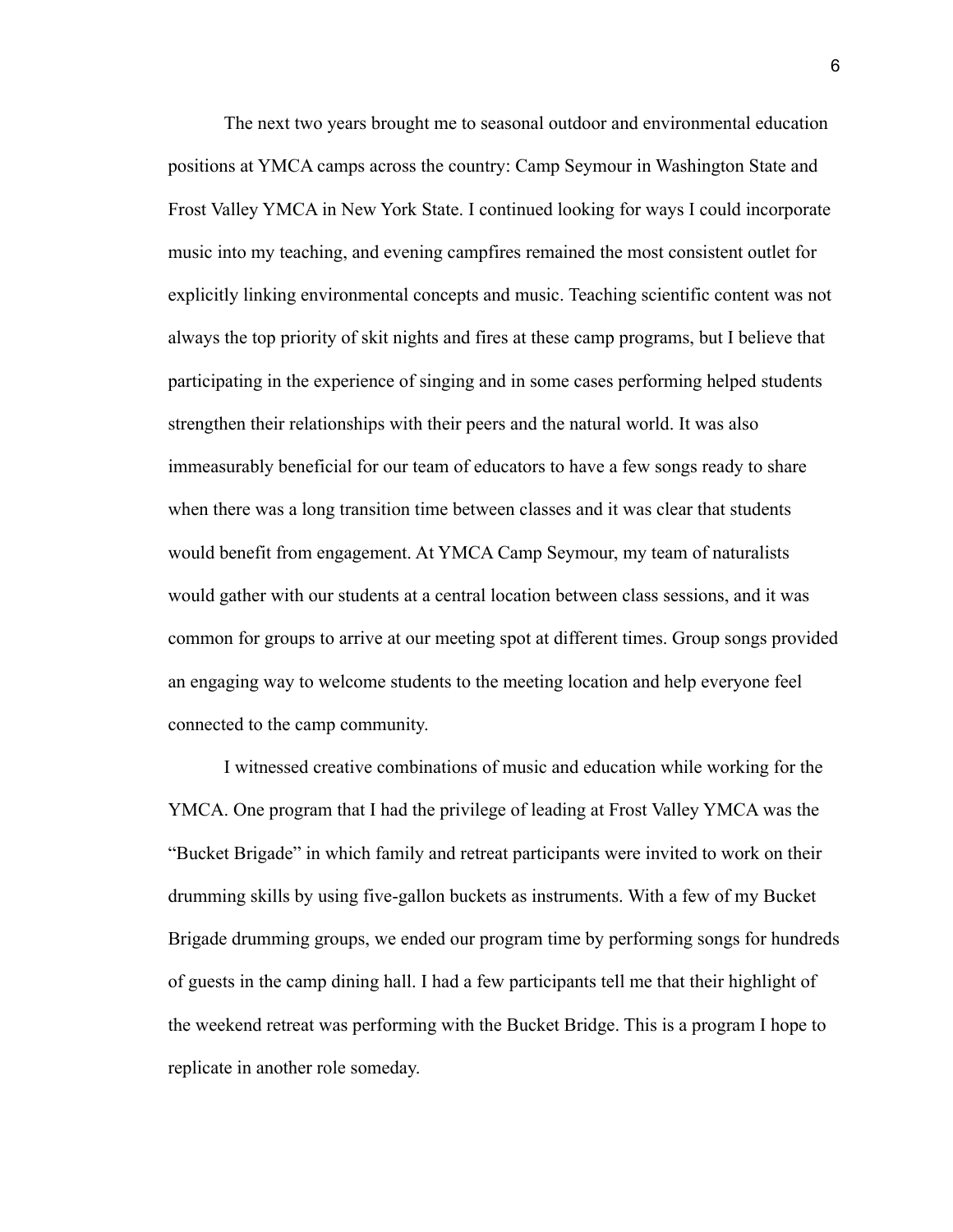The next two years brought me to seasonal outdoor and environmental education positions at YMCA camps across the country: Camp Seymour in Washington State and Frost Valley YMCA in New York State. I continued looking for ways I could incorporate music into my teaching, and evening campfires remained the most consistent outlet for explicitly linking environmental concepts and music. Teaching scientific content was not always the top priority of skit nights and fires at these camp programs, but I believe that participating in the experience of singing and in some cases performing helped students strengthen their relationships with their peers and the natural world. It was also immeasurably beneficial for our team of educators to have a few songs ready to share when there was a long transition time between classes and it was clear that students would benefit from engagement. At YMCA Camp Seymour, my team of naturalists would gather with our students at a central location between class sessions, and it was common for groups to arrive at our meeting spot at different times. Group songs provided an engaging way to welcome students to the meeting location and help everyone feel connected to the camp community.

I witnessed creative combinations of music and education while working for the YMCA. One program that I had the privilege of leading at Frost Valley YMCA was the "Bucket Brigade" in which family and retreat participants were invited to work on their drumming skills by using five-gallon buckets as instruments. With a few of my Bucket Brigade drumming groups, we ended our program time by performing songs for hundreds of guests in the camp dining hall. I had a few participants tell me that their highlight of the weekend retreat was performing with the Bucket Bridge. This is a program I hope to replicate in another role someday.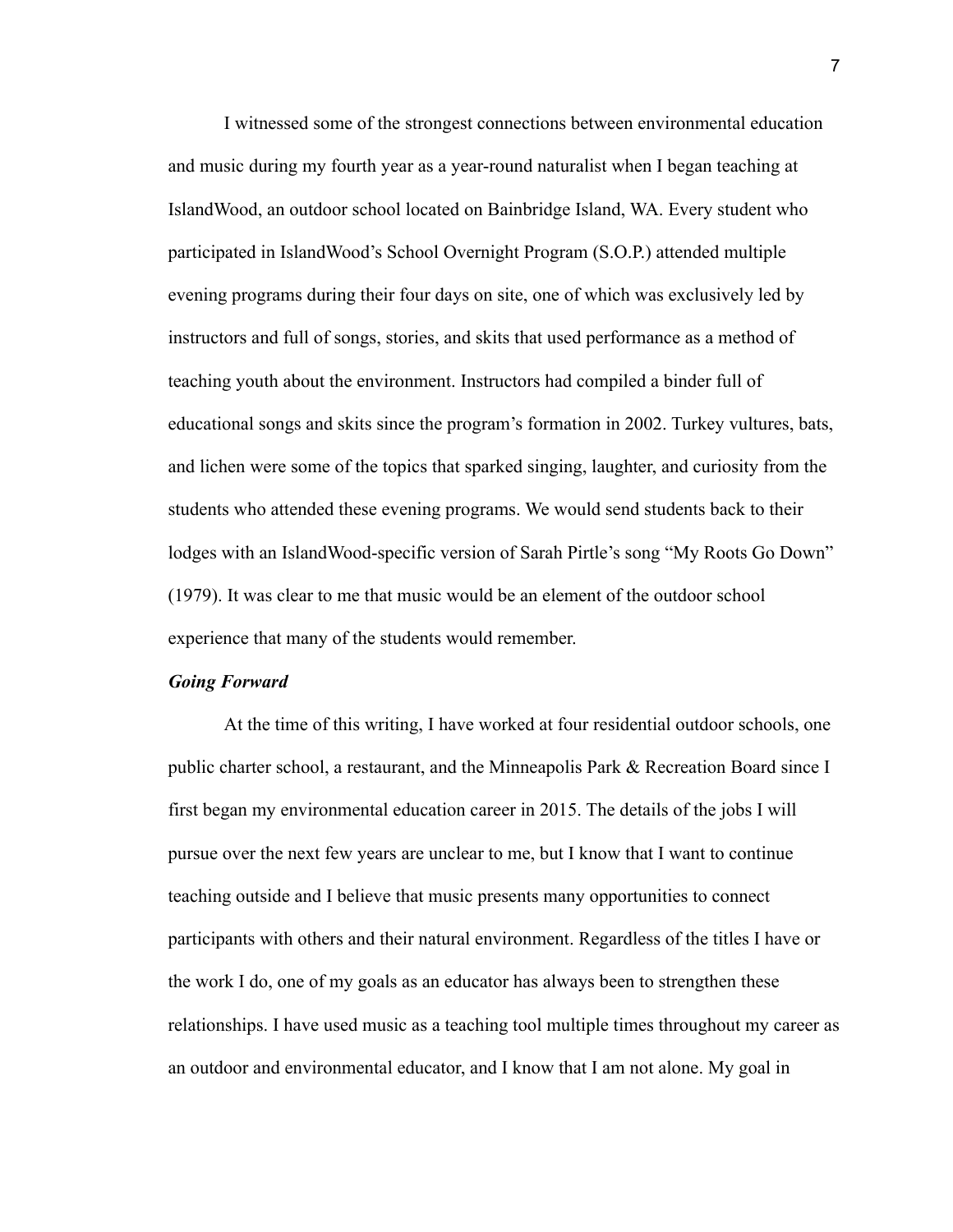I witnessed some of the strongest connections between environmental education and music during my fourth year as a year-round naturalist when I began teaching at IslandWood, an outdoor school located on Bainbridge Island, WA. Every student who participated in IslandWood's School Overnight Program (S.O.P.) attended multiple evening programs during their four days on site, one of which was exclusively led by instructors and full of songs, stories, and skits that used performance as a method of teaching youth about the environment. Instructors had compiled a binder full of educational songs and skits since the program's formation in 2002. Turkey vultures, bats, and lichen were some of the topics that sparked singing, laughter, and curiosity from the students who attended these evening programs. We would send students back to their lodges with an IslandWood-specific version of Sarah Pirtle's song "My Roots Go Down" (1979). It was clear to me that music would be an element of the outdoor school experience that many of the students would remember.

***Going Forward***

At the time of this writing, I have worked at four residential outdoor schools, one public charter school, a restaurant, and the Minneapolis Park & Recreation Board since I first began my environmental education career in 2015. The details of the jobs I will pursue over the next few years are unclear to me, but I know that I want to continue teaching outside and I believe that music presents many opportunities to connect participants with others and their natural environment. Regardless of the titles I have or the work I do, one of my goals as an educator has always been to strengthen these relationships. I have used music as a teaching tool multiple times throughout my career as an outdoor and environmental educator, and I know that I am not alone. My goal in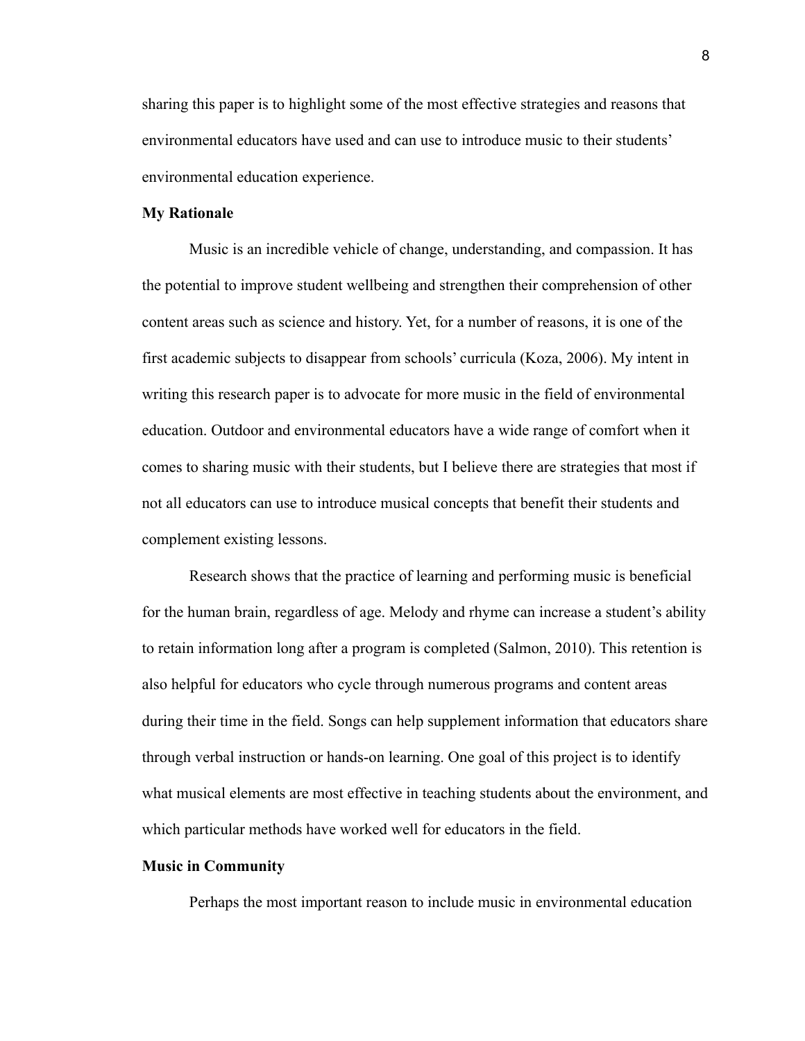sharing this paper is to highlight some of the most effective strategies and reasons that environmental educators have used and can use to introduce music to their students' environmental education experience.

**My Rationale**

Music is an incredible vehicle of change, understanding, and compassion. It has the potential to improve student wellbeing and strengthen their comprehension of other content areas such as science and history. Yet, for a number of reasons, it is one of the first academic subjects to disappear from schools' curricula (Koza, 2006). My intent in writing this research paper is to advocate for more music in the field of environmental education. Outdoor and environmental educators have a wide range of comfort when it comes to sharing music with their students, but I believe there are strategies that most if not all educators can use to introduce musical concepts that benefit their students and complement existing lessons.

Research shows that the practice of learning and performing music is beneficial for the human brain, regardless of age. Melody and rhyme can increase a student's ability to retain information long after a program is completed (Salmon, 2010). This retention is also helpful for educators who cycle through numerous programs and content areas during their time in the field. Songs can help supplement information that educators share through verbal instruction or hands-on learning. One goal of this project is to identify what musical elements are most effective in teaching students about the environment, and which particular methods have worked well for educators in the field.

**Music in Community**

Perhaps the most important reason to include music in environmental education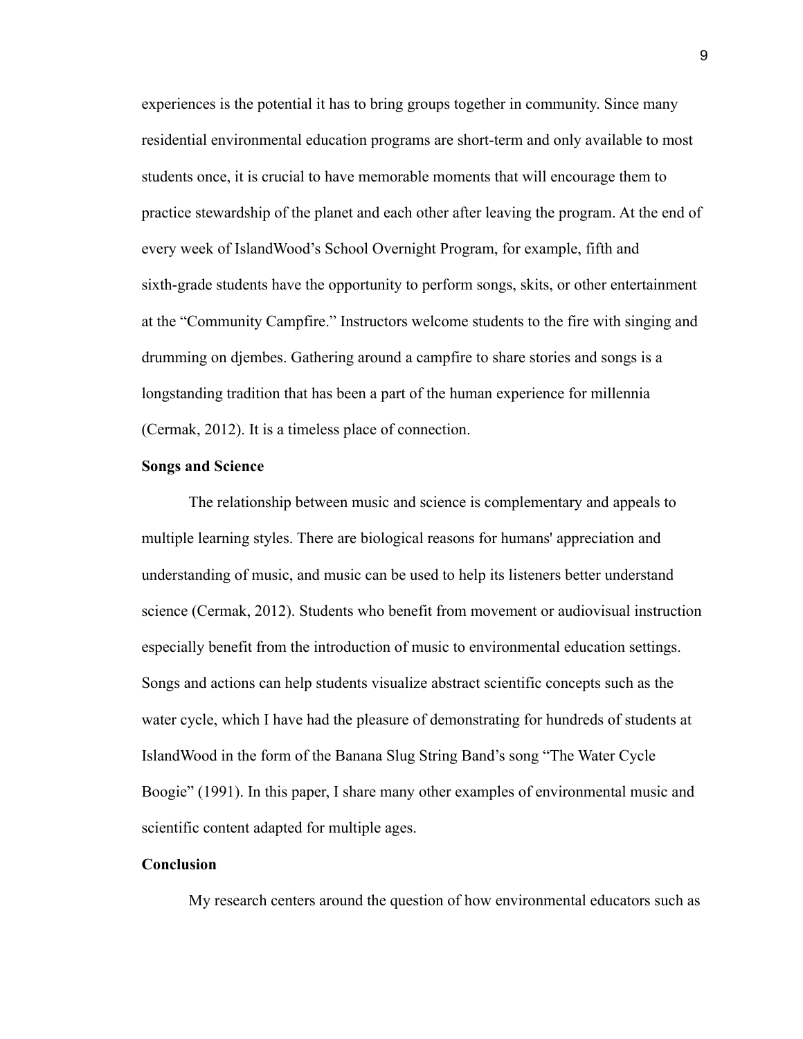experiences is the potential it has to bring groups together in community. Since many residential environmental education programs are short-term and only available to most students once, it is crucial to have memorable moments that will encourage them to practice stewardship of the planet and each other after leaving the program. At the end of every week of IslandWood's School Overnight Program, for example, fifth and sixth-grade students have the opportunity to perform songs, skits, or other entertainment at the "Community Campfire." Instructors welcome students to the fire with singing and drumming on djembes. Gathering around a campfire to share stories and songs is a longstanding tradition that has been a part of the human experience for millennia (Cermak, 2012). It is a timeless place of connection.

**Songs and Science**

The relationship between music and science is complementary and appeals to multiple learning styles. There are biological reasons for humans' appreciation and understanding of music, and music can be used to help its listeners better understand science (Cermak, 2012). Students who benefit from movement or audiovisual instruction especially benefit from the introduction of music to environmental education settings. Songs and actions can help students visualize abstract scientific concepts such as the water cycle, which I have had the pleasure of demonstrating for hundreds of students at IslandWood in the form of the Banana Slug String Band's song "The Water Cycle Boogie" (1991). In this paper, I share many other examples of environmental music and scientific content adapted for multiple ages.

**Conclusion**

My research centers around the question of how environmental educators such as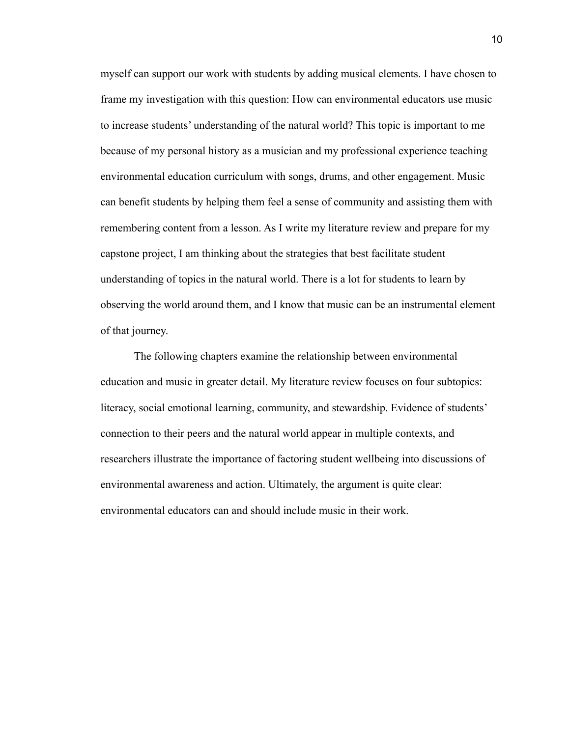myself can support our work with students by adding musical elements. I have chosen to frame my investigation with this question: How can environmental educators use music to increase students' understanding of the natural world? This topic is important to me because of my personal history as a musician and my professional experience teaching environmental education curriculum with songs, drums, and other engagement. Music can benefit students by helping them feel a sense of community and assisting them with remembering content from a lesson. As I write my literature review and prepare for my capstone project, I am thinking about the strategies that best facilitate student understanding of topics in the natural world. There is a lot for students to learn by observing the world around them, and I know that music can be an instrumental element of that journey.

The following chapters examine the relationship between environmental education and music in greater detail. My literature review focuses on four subtopics: literacy, social emotional learning, community, and stewardship. Evidence of students' connection to their peers and the natural world appear in multiple contexts, and researchers illustrate the importance of factoring student wellbeing into discussions of environmental awareness and action. Ultimately, the argument is quite clear: environmental educators can and should include music in their work.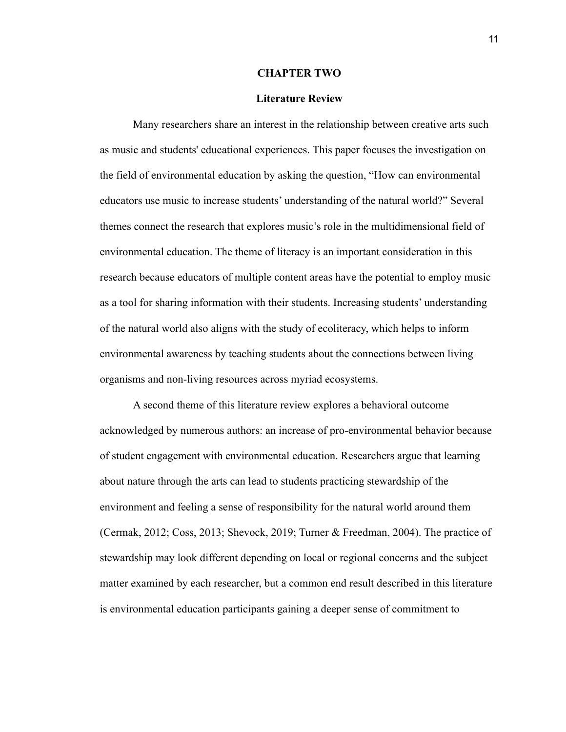# CHAPTER TWO

## Literature Review

Many researchers share an interest in the relationship between creative arts such as music and students' educational experiences. This paper focuses the investigation on the field of environmental education by asking the question, “How can environmental educators use music to increase students’ understanding of the natural world?” Several themes connect the research that explores music’s role in the multidimensional field of environmental education. The theme of literacy is an important consideration in this research because educators of multiple content areas have the potential to employ music as a tool for sharing information with their students. Increasing students’ understanding of the natural world also aligns with the study of ecoliteracy, which helps to inform environmental awareness by teaching students about the connections between living organisms and non-living resources across myriad ecosystems.

A second theme of this literature review explores a behavioral outcome acknowledged by numerous authors: an increase of pro-environmental behavior because of student engagement with environmental education. Researchers argue that learning about nature through the arts can lead to students practicing stewardship of the environment and feeling a sense of responsibility for the natural world around them (Cermak, 2012; Coss, 2013; Shevock, 2019; Turner & Freedman, 2004). The practice of stewardship may look different depending on local or regional concerns and the subject matter examined by each researcher, but a common end result described in this literature is environmental education participants gaining a deeper sense of commitment to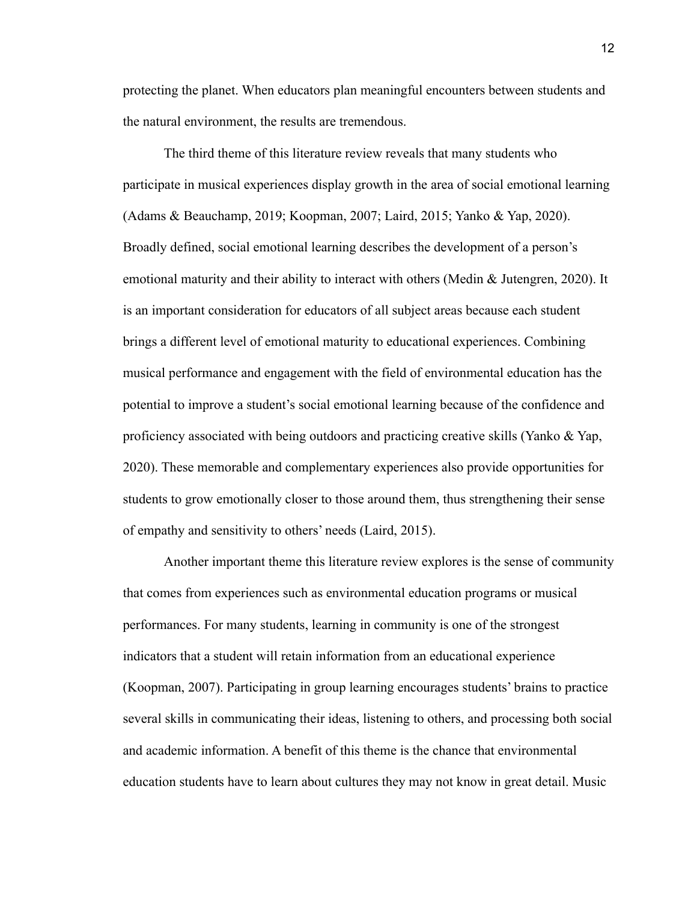protecting the planet. When educators plan meaningful encounters between students and the natural environment, the results are tremendous.

The third theme of this literature review reveals that many students who participate in musical experiences display growth in the area of social emotional learning (Adams & Beauchamp, 2019; Koopman, 2007; Laird, 2015; Yanko & Yap, 2020). Broadly defined, social emotional learning describes the development of a person's emotional maturity and their ability to interact with others (Medin & Jutengren, 2020). It is an important consideration for educators of all subject areas because each student brings a different level of emotional maturity to educational experiences. Combining musical performance and engagement with the field of environmental education has the potential to improve a student's social emotional learning because of the confidence and proficiency associated with being outdoors and practicing creative skills (Yanko & Yap, 2020). These memorable and complementary experiences also provide opportunities for students to grow emotionally closer to those around them, thus strengthening their sense of empathy and sensitivity to others' needs (Laird, 2015).

Another important theme this literature review explores is the sense of community that comes from experiences such as environmental education programs or musical performances. For many students, learning in community is one of the strongest indicators that a student will retain information from an educational experience (Koopman, 2007). Participating in group learning encourages students' brains to practice several skills in communicating their ideas, listening to others, and processing both social and academic information. A benefit of this theme is the chance that environmental education students have to learn about cultures they may not know in great detail. Music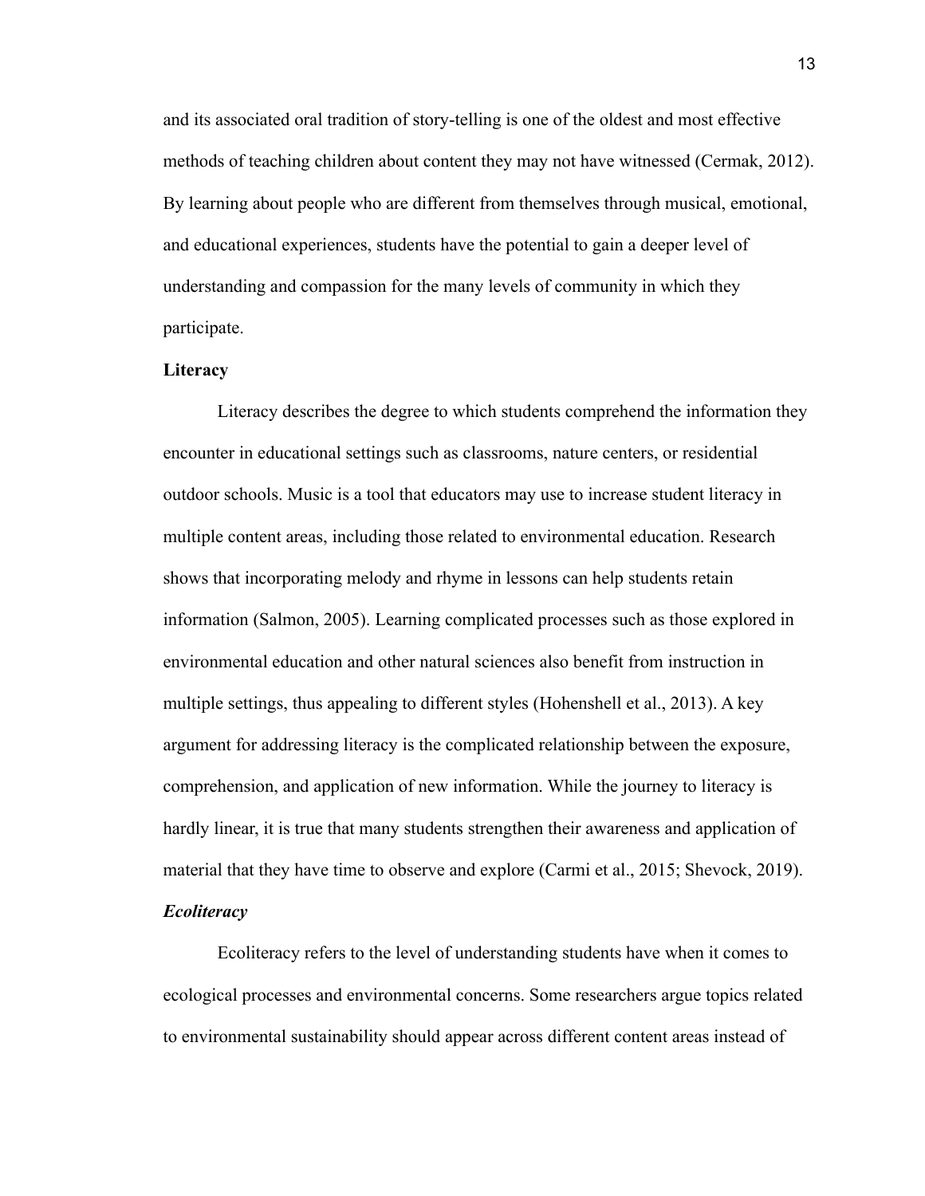and its associated oral tradition of story-telling is one of the oldest and most effective methods of teaching children about content they may not have witnessed (Cermak, 2012). By learning about people who are different from themselves through musical, emotional, and educational experiences, students have the potential to gain a deeper level of understanding and compassion for the many levels of community in which they participate.

**Literacy**

Literacy describes the degree to which students comprehend the information they encounter in educational settings such as classrooms, nature centers, or residential outdoor schools. Music is a tool that educators may use to increase student literacy in multiple content areas, including those related to environmental education. Research shows that incorporating melody and rhyme in lessons can help students retain information (Salmon, 2005). Learning complicated processes such as those explored in environmental education and other natural sciences also benefit from instruction in multiple settings, thus appealing to different styles (Hohenshell et al., 2013). A key argument for addressing literacy is the complicated relationship between the exposure, comprehension, and application of new information. While the journey to literacy is hardly linear, it is true that many students strengthen their awareness and application of material that they have time to observe and explore (Carmi et al., 2015; Shevock, 2019).

***Ecoliteracy***

Ecoliteracy refers to the level of understanding students have when it comes to ecological processes and environmental concerns. Some researchers argue topics related to environmental sustainability should appear across different content areas instead of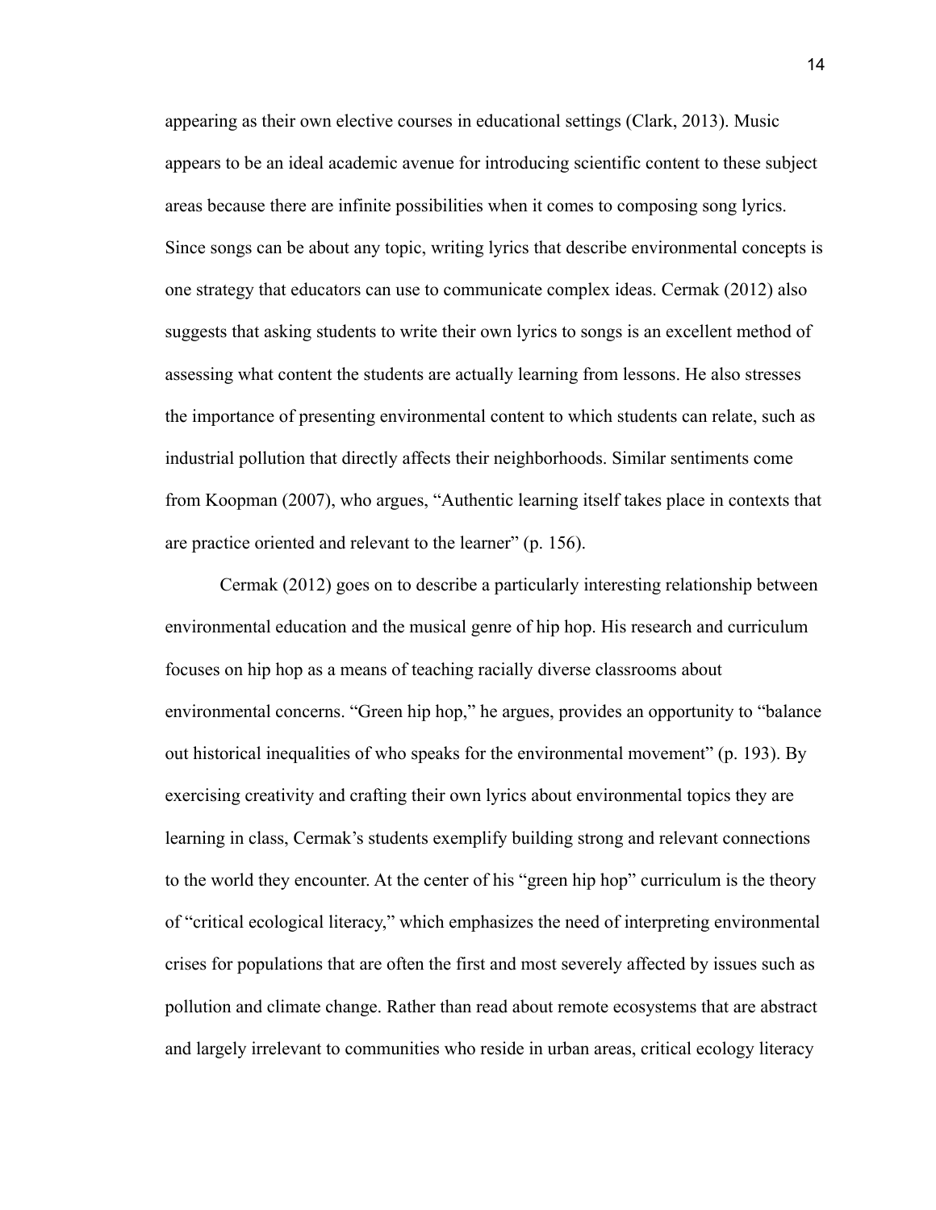appearing as their own elective courses in educational settings (Clark, 2013). Music appears to be an ideal academic avenue for introducing scientific content to these subject areas because there are infinite possibilities when it comes to composing song lyrics. Since songs can be about any topic, writing lyrics that describe environmental concepts is one strategy that educators can use to communicate complex ideas. Cermak (2012) also suggests that asking students to write their own lyrics to songs is an excellent method of assessing what content the students are actually learning from lessons. He also stresses the importance of presenting environmental content to which students can relate, such as industrial pollution that directly affects their neighborhoods. Similar sentiments come from Koopman (2007), who argues, "Authentic learning itself takes place in contexts that are practice oriented and relevant to the learner" (p. 156).

Cermak (2012) goes on to describe a particularly interesting relationship between environmental education and the musical genre of hip hop. His research and curriculum focuses on hip hop as a means of teaching racially diverse classrooms about environmental concerns. "Green hip hop," he argues, provides an opportunity to "balance out historical inequalities of who speaks for the environmental movement" (p. 193). By exercising creativity and crafting their own lyrics about environmental topics they are learning in class, Cermak's students exemplify building strong and relevant connections to the world they encounter. At the center of his "green hip hop" curriculum is the theory of "critical ecological literacy," which emphasizes the need of interpreting environmental crises for populations that are often the first and most severely affected by issues such as pollution and climate change. Rather than read about remote ecosystems that are abstract and largely irrelevant to communities who reside in urban areas, critical ecology literacy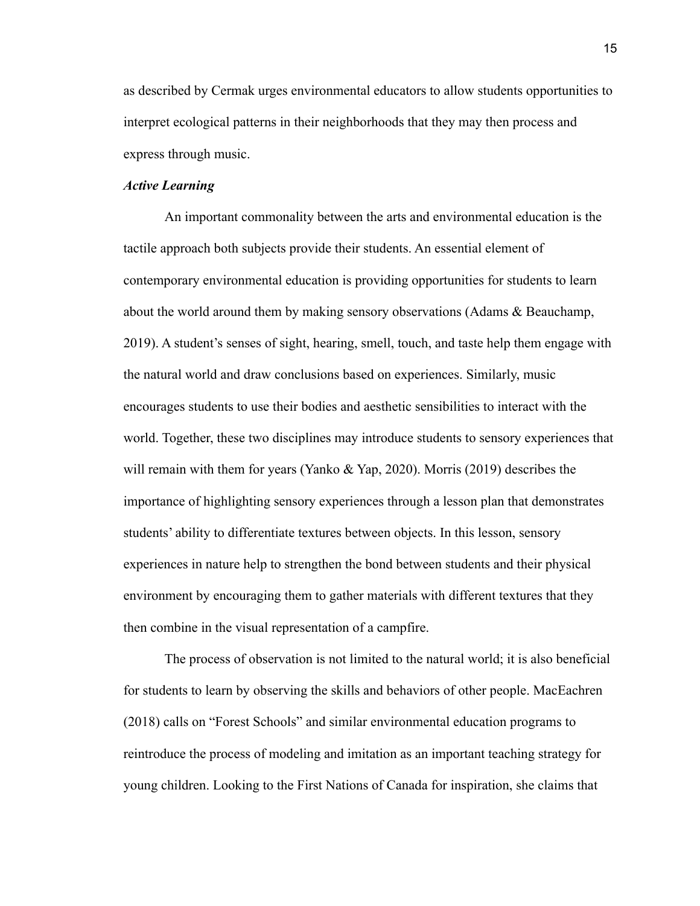as described by Cermak urges environmental educators to allow students opportunities to interpret ecological patterns in their neighborhoods that they may then process and express through music.

### ***Active Learning***

An important commonality between the arts and environmental education is the tactile approach both subjects provide their students. An essential element of contemporary environmental education is providing opportunities for students to learn about the world around them by making sensory observations (Adams & Beauchamp, 2019). A student's senses of sight, hearing, smell, touch, and taste help them engage with the natural world and draw conclusions based on experiences. Similarly, music encourages students to use their bodies and aesthetic sensibilities to interact with the world. Together, these two disciplines may introduce students to sensory experiences that will remain with them for years (Yanko & Yap, 2020). Morris (2019) describes the importance of highlighting sensory experiences through a lesson plan that demonstrates students' ability to differentiate textures between objects. In this lesson, sensory experiences in nature help to strengthen the bond between students and their physical environment by encouraging them to gather materials with different textures that they then combine in the visual representation of a campfire.

The process of observation is not limited to the natural world; it is also beneficial for students to learn by observing the skills and behaviors of other people. MacEachren (2018) calls on "Forest Schools" and similar environmental education programs to reintroduce the process of modeling and imitation as an important teaching strategy for young children. Looking to the First Nations of Canada for inspiration, she claims that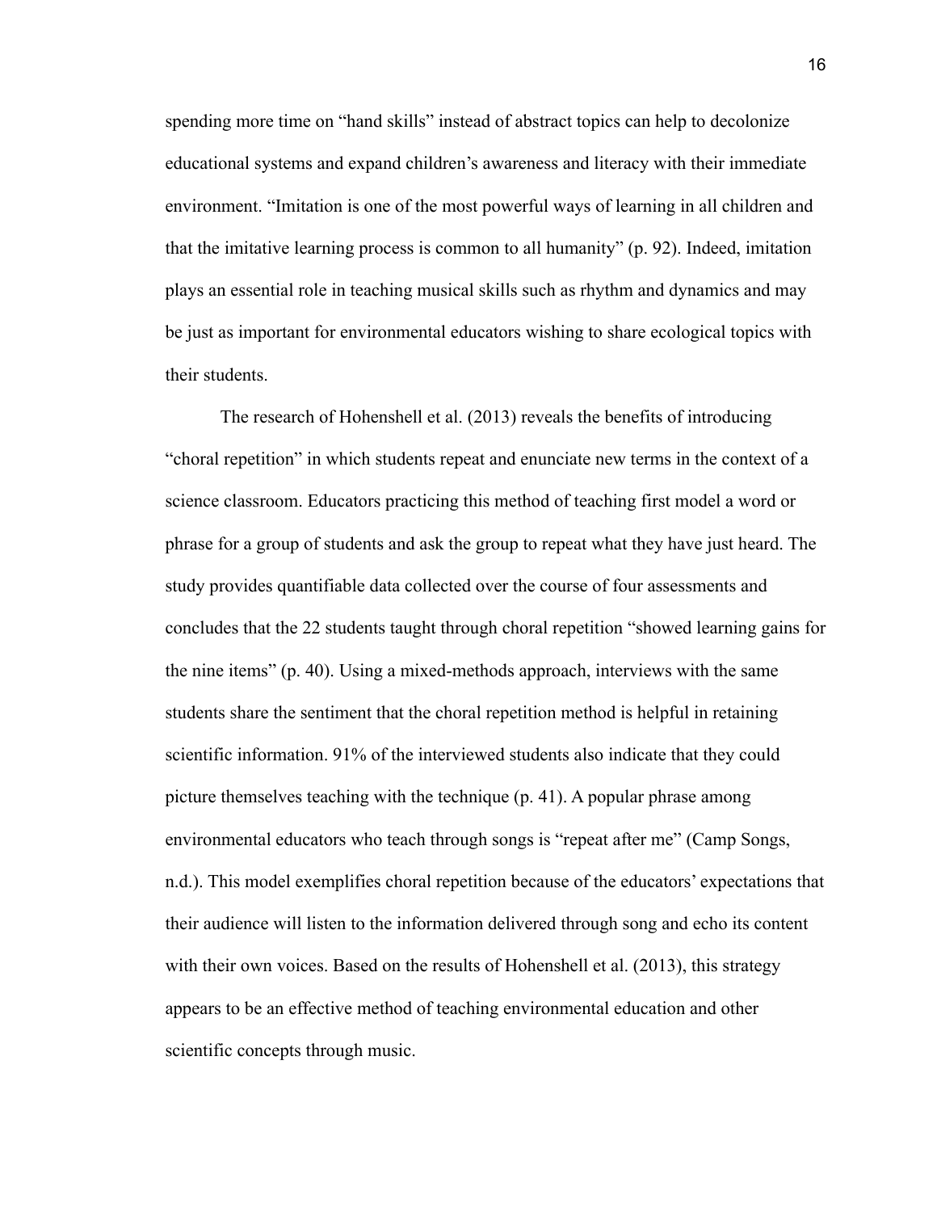spending more time on “hand skills” instead of abstract topics can help to decolonize educational systems and expand children’s awareness and literacy with their immediate environment. “Imitation is one of the most powerful ways of learning in all children and that the imitative learning process is common to all humanity” (p. 92). Indeed, imitation plays an essential role in teaching musical skills such as rhythm and dynamics and may be just as important for environmental educators wishing to share ecological topics with their students.

The research of Hohenshell et al. (2013) reveals the benefits of introducing “choral repetition” in which students repeat and enunciate new terms in the context of a science classroom. Educators practicing this method of teaching first model a word or phrase for a group of students and ask the group to repeat what they have just heard. The study provides quantifiable data collected over the course of four assessments and concludes that the 22 students taught through choral repetition “showed learning gains for the nine items” (p. 40). Using a mixed-methods approach, interviews with the same students share the sentiment that the choral repetition method is helpful in retaining scientific information. 91% of the interviewed students also indicate that they could picture themselves teaching with the technique (p. 41). A popular phrase among environmental educators who teach through songs is “repeat after me” (Camp Songs, n.d.). This model exemplifies choral repetition because of the educators’ expectations that their audience will listen to the information delivered through song and echo its content with their own voices. Based on the results of Hohenshell et al. (2013), this strategy appears to be an effective method of teaching environmental education and other scientific concepts through music.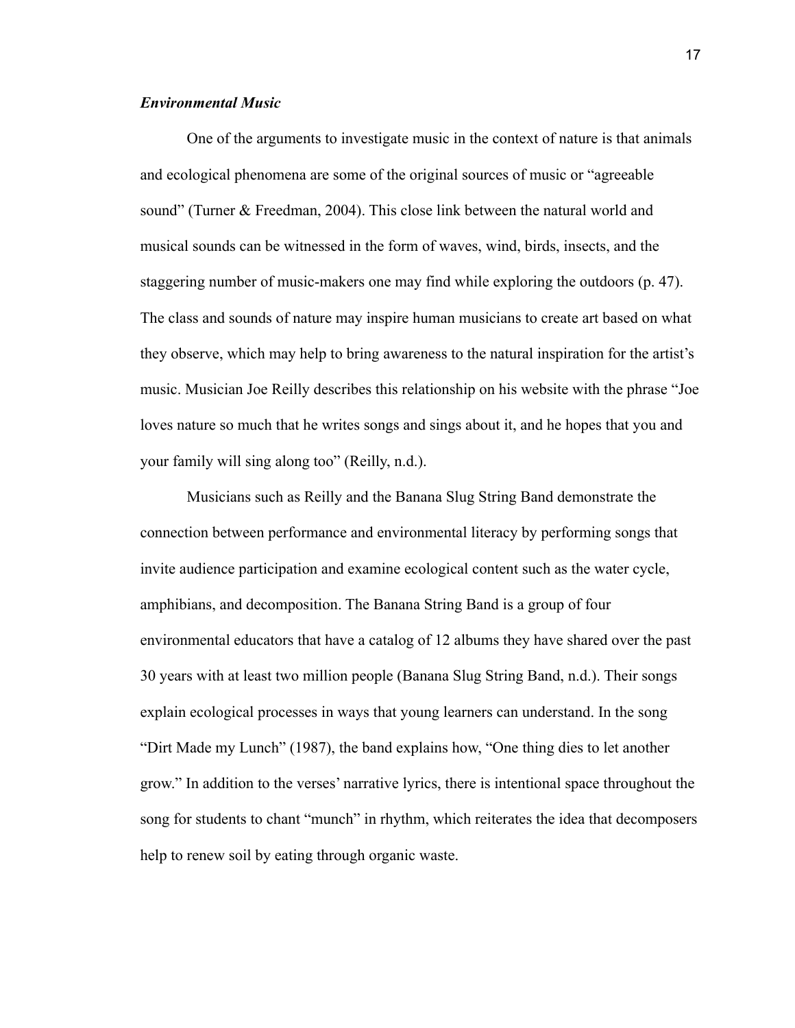***Environmental Music***

One of the arguments to investigate music in the context of nature is that animals and ecological phenomena are some of the original sources of music or "agreeable sound" (Turner & Freedman, 2004). This close link between the natural world and musical sounds can be witnessed in the form of waves, wind, birds, insects, and the staggering number of music-makers one may find while exploring the outdoors (p. 47). The class and sounds of nature may inspire human musicians to create art based on what they observe, which may help to bring awareness to the natural inspiration for the artist's music. Musician Joe Reilly describes this relationship on his website with the phrase "Joe loves nature so much that he writes songs and sings about it, and he hopes that you and your family will sing along too" (Reilly, n.d.).

Musicians such as Reilly and the Banana Slug String Band demonstrate the connection between performance and environmental literacy by performing songs that invite audience participation and examine ecological content such as the water cycle, amphibians, and decomposition. The Banana String Band is a group of four environmental educators that have a catalog of 12 albums they have shared over the past 30 years with at least two million people (Banana Slug String Band, n.d.). Their songs explain ecological processes in ways that young learners can understand. In the song "Dirt Made my Lunch" (1987), the band explains how, "One thing dies to let another grow." In addition to the verses' narrative lyrics, there is intentional space throughout the song for students to chant "munch" in rhythm, which reiterates the idea that decomposers help to renew soil by eating through organic waste.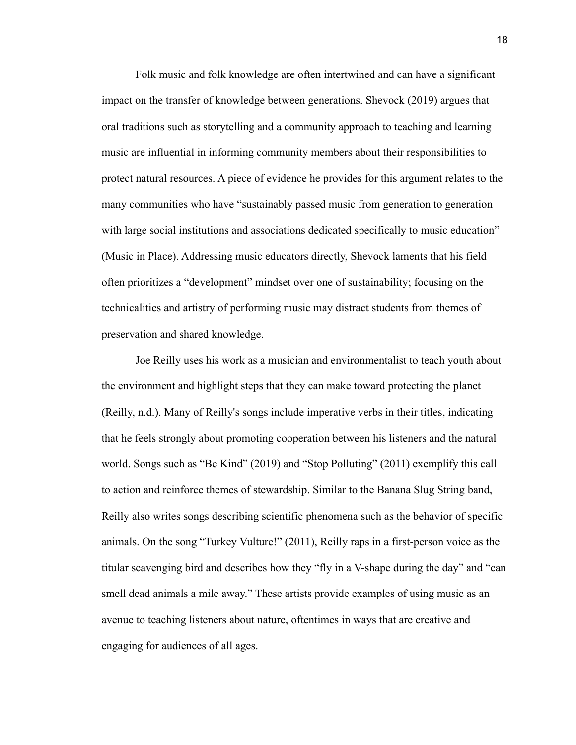Folk music and folk knowledge are often intertwined and can have a significant impact on the transfer of knowledge between generations. Shevock (2019) argues that oral traditions such as storytelling and a community approach to teaching and learning music are influential in informing community members about their responsibilities to protect natural resources. A piece of evidence he provides for this argument relates to the many communities who have "sustainably passed music from generation to generation with large social institutions and associations dedicated specifically to music education" (Music in Place). Addressing music educators directly, Shevock laments that his field often prioritizes a "development" mindset over one of sustainability; focusing on the technicalities and artistry of performing music may distract students from themes of preservation and shared knowledge.

Joe Reilly uses his work as a musician and environmentalist to teach youth about the environment and highlight steps that they can make toward protecting the planet (Reilly, n.d.). Many of Reilly's songs include imperative verbs in their titles, indicating that he feels strongly about promoting cooperation between his listeners and the natural world. Songs such as "Be Kind" (2019) and "Stop Polluting" (2011) exemplify this call to action and reinforce themes of stewardship. Similar to the Banana Slug String band, Reilly also writes songs describing scientific phenomena such as the behavior of specific animals. On the song "Turkey Vulture!" (2011), Reilly raps in a first-person voice as the titular scavenging bird and describes how they "fly in a V-shape during the day" and "can smell dead animals a mile away." These artists provide examples of using music as an avenue to teaching listeners about nature, oftentimes in ways that are creative and engaging for audiences of all ages.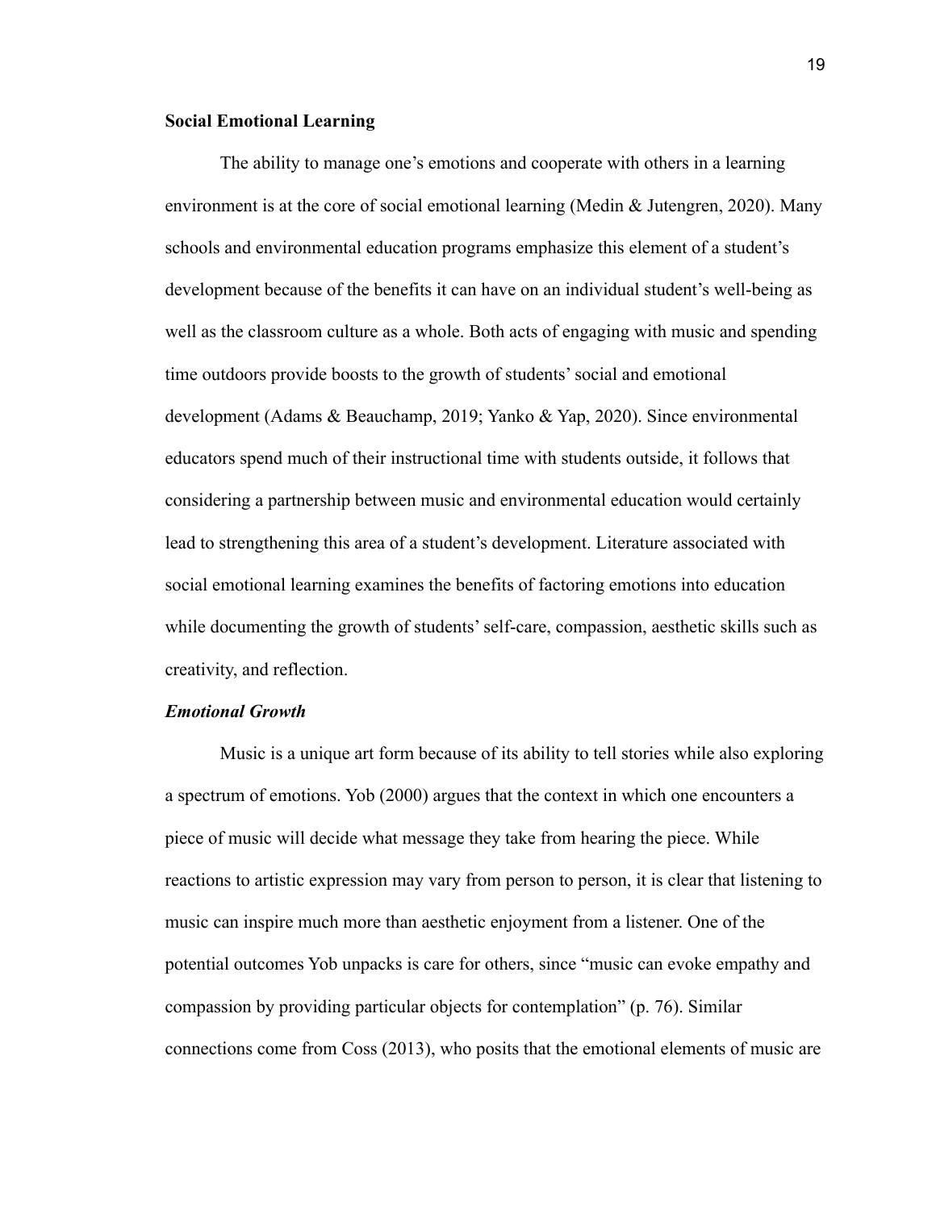## Social Emotional Learning

The ability to manage one's emotions and cooperate with others in a learning environment is at the core of social emotional learning (Medin & Jutengren, 2020). Many schools and environmental education programs emphasize this element of a student's development because of the benefits it can have on an individual student's well-being as well as the classroom culture as a whole. Both acts of engaging with music and spending time outdoors provide boosts to the growth of students' social and emotional development (Adams & Beauchamp, 2019; Yanko & Yap, 2020). Since environmental educators spend much of their instructional time with students outside, it follows that considering a partnership between music and environmental education would certainly lead to strengthening this area of a student's development. Literature associated with social emotional learning examines the benefits of factoring emotions into education while documenting the growth of students' self-care, compassion, aesthetic skills such as creativity, and reflection.

### *Emotional Growth*

Music is a unique art form because of its ability to tell stories while also exploring a spectrum of emotions. Yob (2000) argues that the context in which one encounters a piece of music will decide what message they take from hearing the piece. While reactions to artistic expression may vary from person to person, it is clear that listening to music can inspire much more than aesthetic enjoyment from a listener. One of the potential outcomes Yob unpacks is care for others, since "music can evoke empathy and compassion by providing particular objects for contemplation" (p. 76). Similar connections come from Coss (2013), who posits that the emotional elements of music are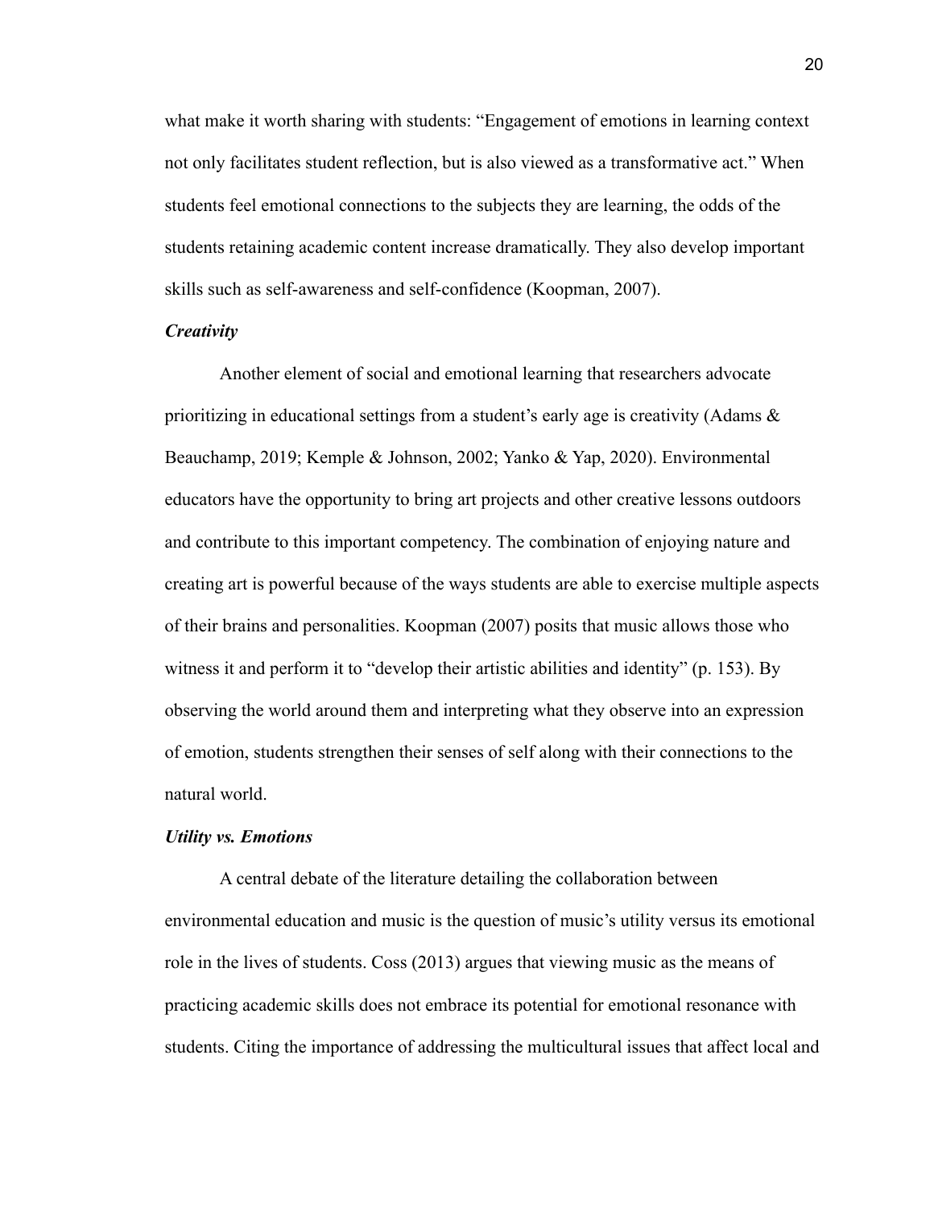what make it worth sharing with students: “Engagement of emotions in learning context not only facilitates student reflection, but is also viewed as a transformative act.” When students feel emotional connections to the subjects they are learning, the odds of the students retaining academic content increase dramatically. They also develop important skills such as self-awareness and self-confidence (Koopman, 2007).

### *Creativity*

Another element of social and emotional learning that researchers advocate prioritizing in educational settings from a student’s early age is creativity (Adams & Beauchamp, 2019; Kemple & Johnson, 2002; Yanko & Yap, 2020). Environmental educators have the opportunity to bring art projects and other creative lessons outdoors and contribute to this important competency. The combination of enjoying nature and creating art is powerful because of the ways students are able to exercise multiple aspects of their brains and personalities. Koopman (2007) posits that music allows those who witness it and perform it to “develop their artistic abilities and identity” (p. 153). By observing the world around them and interpreting what they observe into an expression of emotion, students strengthen their senses of self along with their connections to the natural world.

### *Utility vs. Emotions*

A central debate of the literature detailing the collaboration between environmental education and music is the question of music’s utility versus its emotional role in the lives of students. Coss (2013) argues that viewing music as the means of practicing academic skills does not embrace its potential for emotional resonance with students. Citing the importance of addressing the multicultural issues that affect local and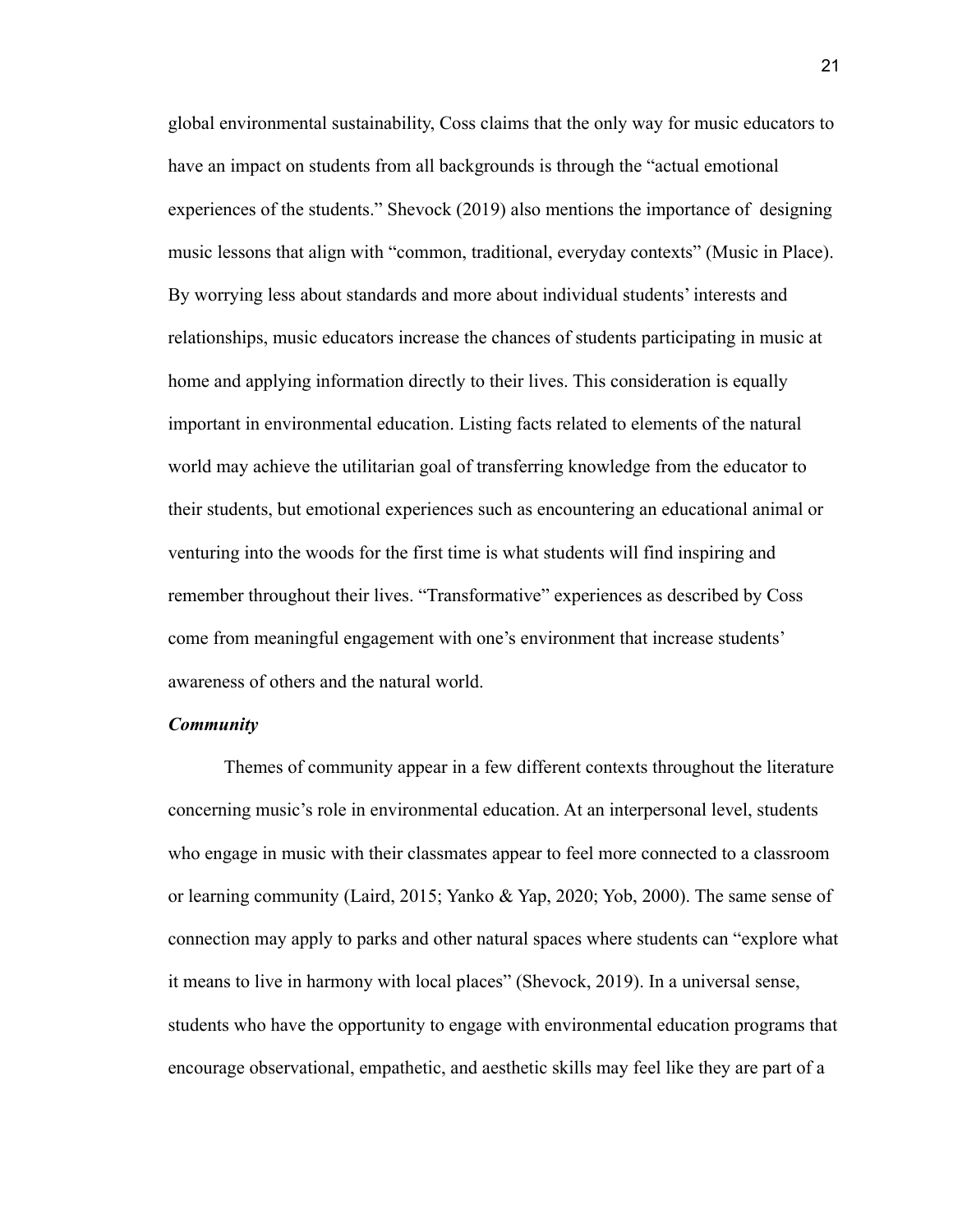global environmental sustainability, Coss claims that the only way for music educators to have an impact on students from all backgrounds is through the "actual emotional experiences of the students." Shevock (2019) also mentions the importance of designing music lessons that align with "common, traditional, everyday contexts" (Music in Place). By worrying less about standards and more about individual students' interests and relationships, music educators increase the chances of students participating in music at home and applying information directly to their lives. This consideration is equally important in environmental education. Listing facts related to elements of the natural world may achieve the utilitarian goal of transferring knowledge from the educator to their students, but emotional experiences such as encountering an educational animal or venturing into the woods for the first time is what students will find inspiring and remember throughout their lives. "Transformative" experiences as described by Coss come from meaningful engagement with one's environment that increase students' awareness of others and the natural world.

***Community***

Themes of community appear in a few different contexts throughout the literature concerning music's role in environmental education. At an interpersonal level, students who engage in music with their classmates appear to feel more connected to a classroom or learning community (Laird, 2015; Yanko & Yap, 2020; Yob, 2000). The same sense of connection may apply to parks and other natural spaces where students can "explore what it means to live in harmony with local places" (Shevock, 2019). In a universal sense, students who have the opportunity to engage with environmental education programs that encourage observational, empathetic, and aesthetic skills may feel like they are part of a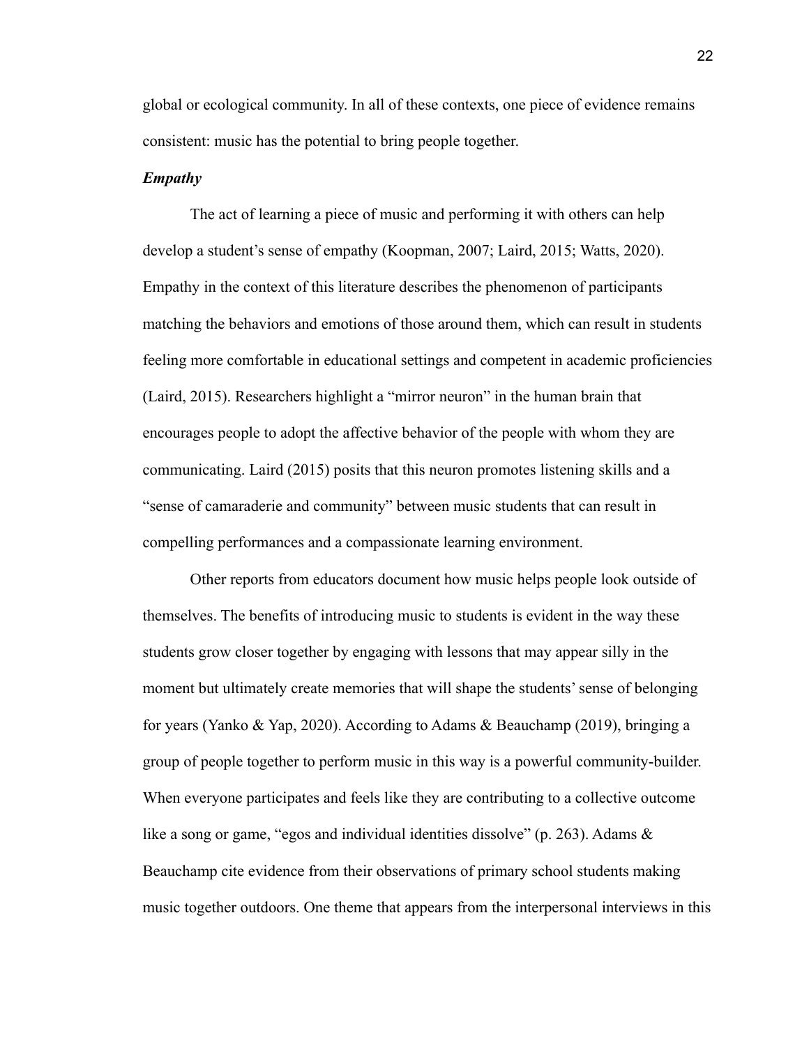global or ecological community. In all of these contexts, one piece of evidence remains consistent: music has the potential to bring people together.

***Empathy***

The act of learning a piece of music and performing it with others can help develop a student's sense of empathy (Koopman, 2007; Laird, 2015; Watts, 2020). Empathy in the context of this literature describes the phenomenon of participants matching the behaviors and emotions of those around them, which can result in students feeling more comfortable in educational settings and competent in academic proficiencies (Laird, 2015). Researchers highlight a "mirror neuron" in the human brain that encourages people to adopt the affective behavior of the people with whom they are communicating. Laird (2015) posits that this neuron promotes listening skills and a "sense of camaraderie and community" between music students that can result in compelling performances and a compassionate learning environment.

Other reports from educators document how music helps people look outside of themselves. The benefits of introducing music to students is evident in the way these students grow closer together by engaging with lessons that may appear silly in the moment but ultimately create memories that will shape the students' sense of belonging for years (Yanko & Yap, 2020). According to Adams & Beauchamp (2019), bringing a group of people together to perform music in this way is a powerful community-builder. When everyone participates and feels like they are contributing to a collective outcome like a song or game, "egos and individual identities dissolve" (p. 263). Adams & Beauchamp cite evidence from their observations of primary school students making music together outdoors. One theme that appears from the interpersonal interviews in this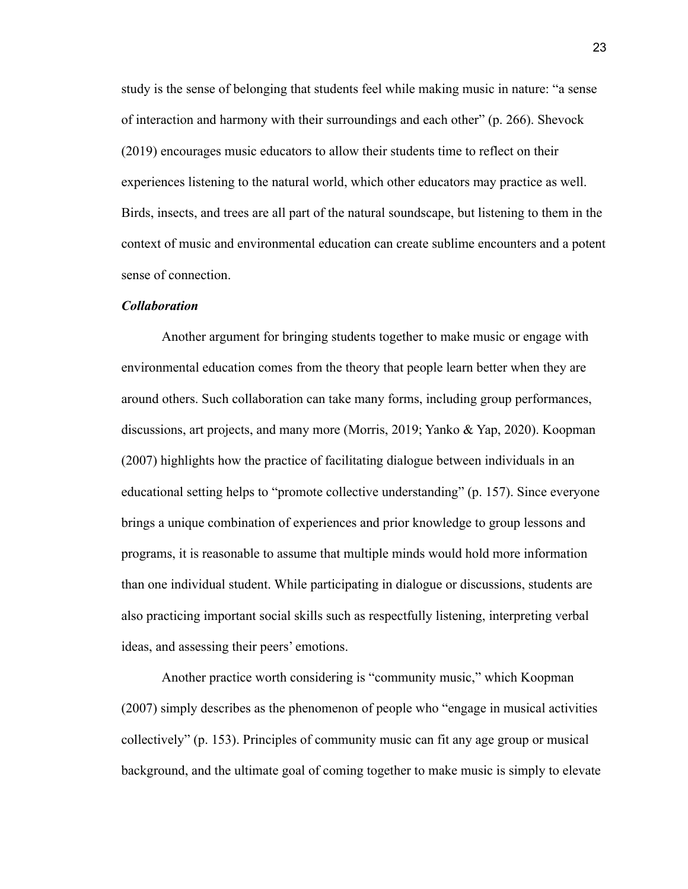study is the sense of belonging that students feel while making music in nature: "a sense of interaction and harmony with their surroundings and each other" (p. 266). Shevock (2019) encourages music educators to allow their students time to reflect on their experiences listening to the natural world, which other educators may practice as well. Birds, insects, and trees are all part of the natural soundscape, but listening to them in the context of music and environmental education can create sublime encounters and a potent sense of connection.

***Collaboration***

Another argument for bringing students together to make music or engage with environmental education comes from the theory that people learn better when they are around others. Such collaboration can take many forms, including group performances, discussions, art projects, and many more (Morris, 2019; Yanko & Yap, 2020). Koopman (2007) highlights how the practice of facilitating dialogue between individuals in an educational setting helps to "promote collective understanding" (p. 157). Since everyone brings a unique combination of experiences and prior knowledge to group lessons and programs, it is reasonable to assume that multiple minds would hold more information than one individual student. While participating in dialogue or discussions, students are also practicing important social skills such as respectfully listening, interpreting verbal ideas, and assessing their peers' emotions.

Another practice worth considering is "community music," which Koopman (2007) simply describes as the phenomenon of people who "engage in musical activities collectively" (p. 153). Principles of community music can fit any age group or musical background, and the ultimate goal of coming together to make music is simply to elevate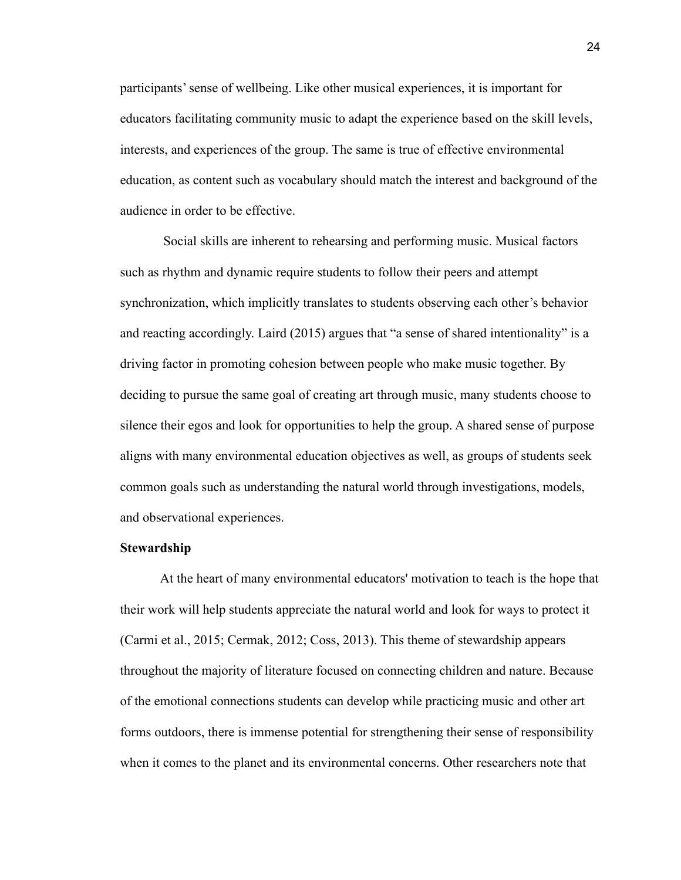participants' sense of wellbeing. Like other musical experiences, it is important for educators facilitating community music to adapt the experience based on the skill levels, interests, and experiences of the group. The same is true of effective environmental education, as content such as vocabulary should match the interest and background of the audience in order to be effective.

Social skills are inherent to rehearsing and performing music. Musical factors such as rhythm and dynamic require students to follow their peers and attempt synchronization, which implicitly translates to students observing each other's behavior and reacting accordingly. Laird (2015) argues that "a sense of shared intentionality" is a driving factor in promoting cohesion between people who make music together. By deciding to pursue the same goal of creating art through music, many students choose to silence their egos and look for opportunities to help the group. A shared sense of purpose aligns with many environmental education objectives as well, as groups of students seek common goals such as understanding the natural world through investigations, models, and observational experiences.

**Stewardship**

At the heart of many environmental educators' motivation to teach is the hope that their work will help students appreciate the natural world and look for ways to protect it (Carmi et al., 2015; Cermak, 2012; Coss, 2013). This theme of stewardship appears throughout the majority of literature focused on connecting children and nature. Because of the emotional connections students can develop while practicing music and other art forms outdoors, there is immense potential for strengthening their sense of responsibility when it comes to the planet and its environmental concerns. Other researchers note that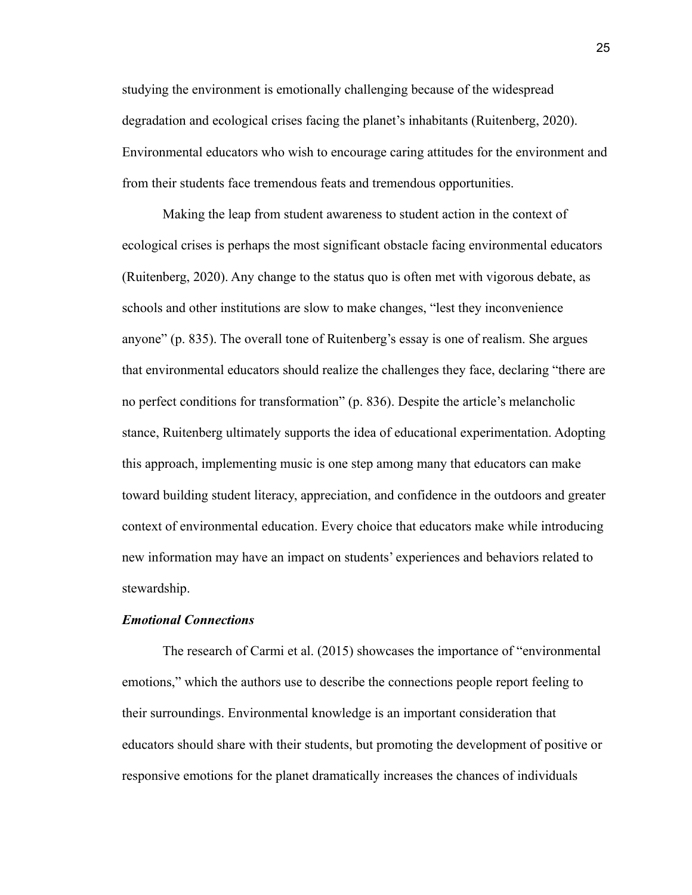studying the environment is emotionally challenging because of the widespread degradation and ecological crises facing the planet's inhabitants (Ruitenberg, 2020). Environmental educators who wish to encourage caring attitudes for the environment and from their students face tremendous feats and tremendous opportunities.

Making the leap from student awareness to student action in the context of ecological crises is perhaps the most significant obstacle facing environmental educators (Ruitenberg, 2020). Any change to the status quo is often met with vigorous debate, as schools and other institutions are slow to make changes, "lest they inconvenience anyone" (p. 835). The overall tone of Ruitenberg's essay is one of realism. She argues that environmental educators should realize the challenges they face, declaring "there are no perfect conditions for transformation" (p. 836). Despite the article's melancholic stance, Ruitenberg ultimately supports the idea of educational experimentation. Adopting this approach, implementing music is one step among many that educators can make toward building student literacy, appreciation, and confidence in the outdoors and greater context of environmental education. Every choice that educators make while introducing new information may have an impact on students' experiences and behaviors related to stewardship.

***Emotional Connections***

The research of Carmi et al. (2015) showcases the importance of "environmental emotions," which the authors use to describe the connections people report feeling to their surroundings. Environmental knowledge is an important consideration that educators should share with their students, but promoting the development of positive or responsive emotions for the planet dramatically increases the chances of individuals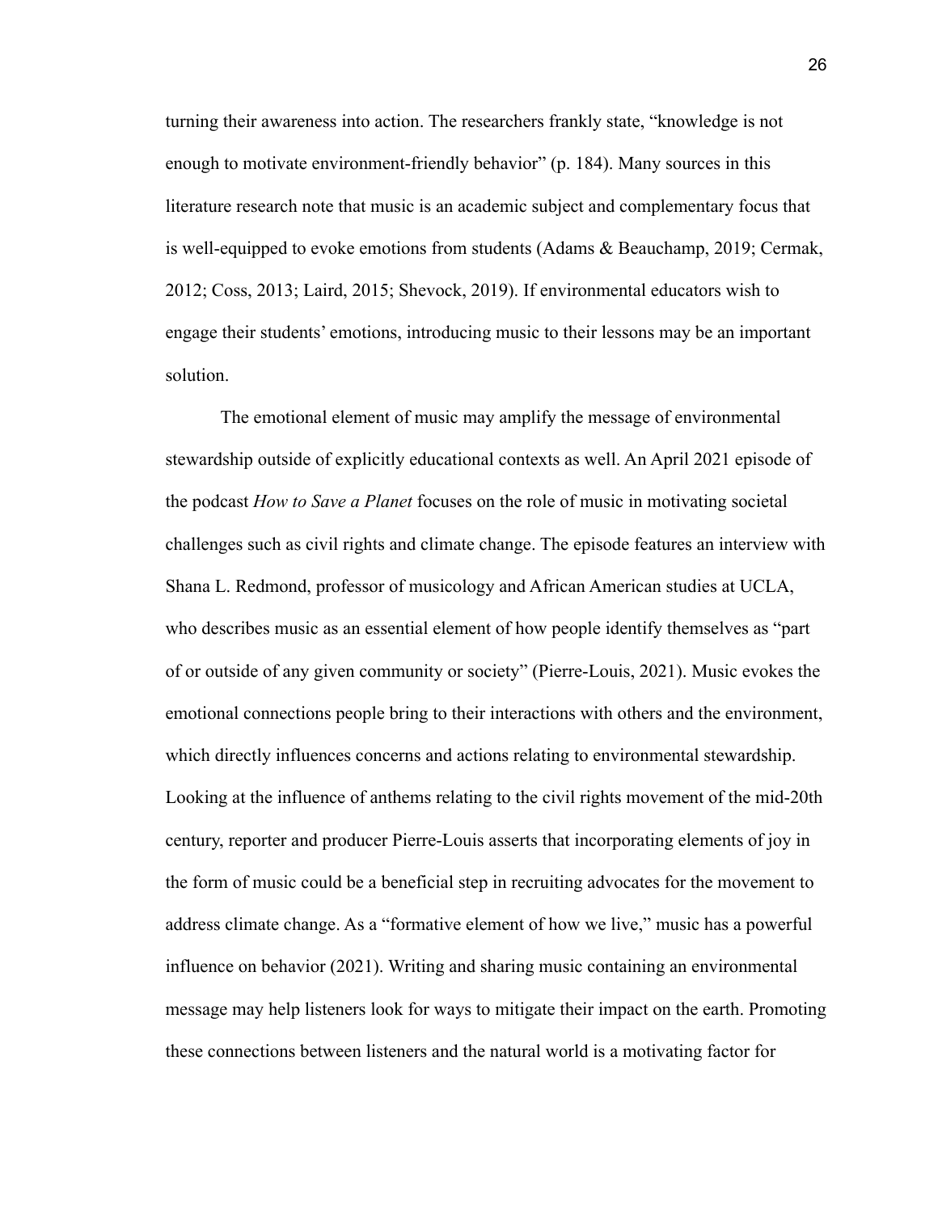turning their awareness into action. The researchers frankly state, "knowledge is not enough to motivate environment-friendly behavior" (p. 184). Many sources in this literature research note that music is an academic subject and complementary focus that is well-equipped to evoke emotions from students (Adams & Beauchamp, 2019; Cermak, 2012; Coss, 2013; Laird, 2015; Shevock, 2019). If environmental educators wish to engage their students' emotions, introducing music to their lessons may be an important solution.

The emotional element of music may amplify the message of environmental stewardship outside of explicitly educational contexts as well. An April 2021 episode of the podcast *How to Save a Planet* focuses on the role of music in motivating societal challenges such as civil rights and climate change. The episode features an interview with Shana L. Redmond, professor of musicology and African American studies at UCLA, who describes music as an essential element of how people identify themselves as "part of or outside of any given community or society" (Pierre-Louis, 2021). Music evokes the emotional connections people bring to their interactions with others and the environment, which directly influences concerns and actions relating to environmental stewardship. Looking at the influence of anthems relating to the civil rights movement of the mid-20th century, reporter and producer Pierre-Louis asserts that incorporating elements of joy in the form of music could be a beneficial step in recruiting advocates for the movement to address climate change. As a "formative element of how we live," music has a powerful influence on behavior (2021). Writing and sharing music containing an environmental message may help listeners look for ways to mitigate their impact on the earth. Promoting these connections between listeners and the natural world is a motivating factor for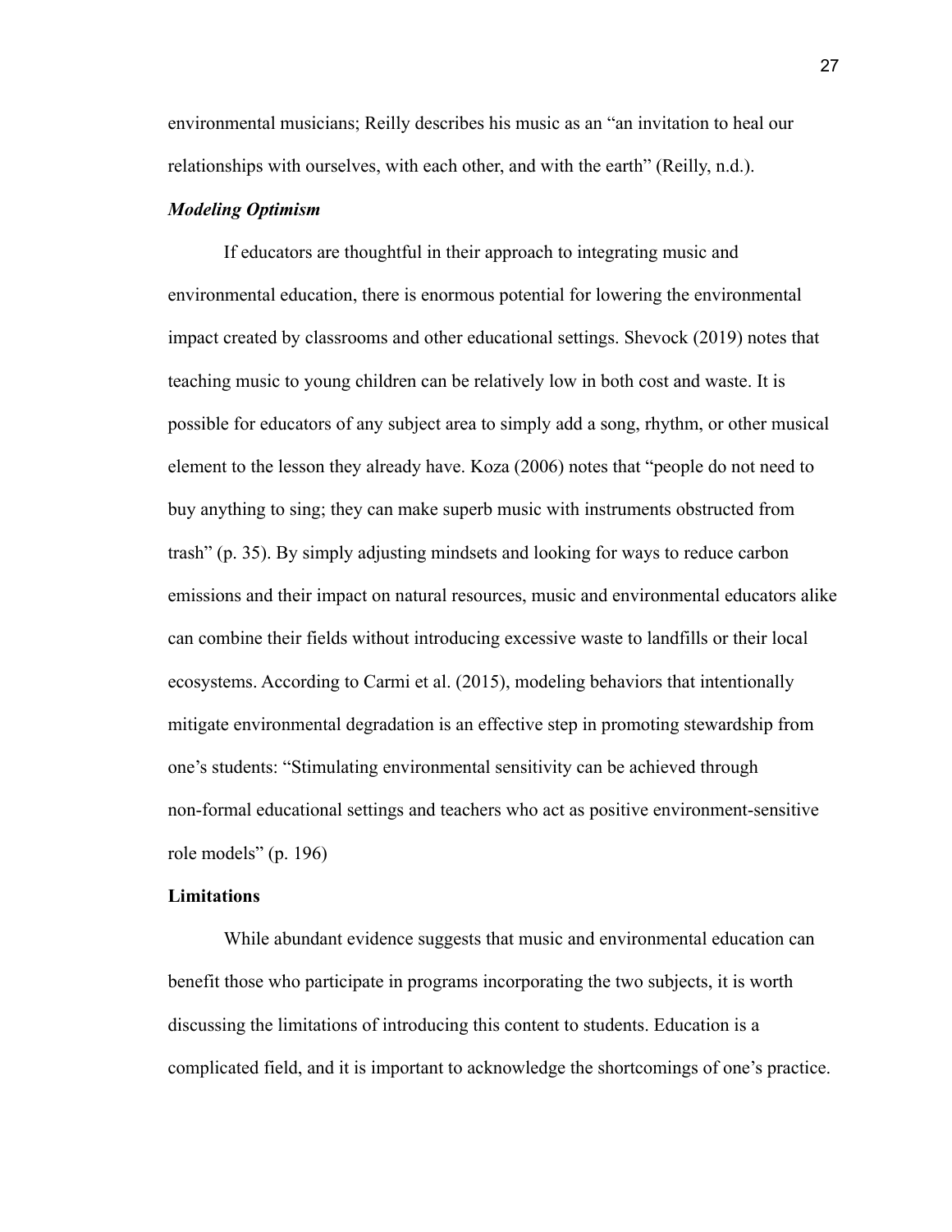environmental musicians; Reilly describes his music as an "an invitation to heal our relationships with ourselves, with each other, and with the earth" (Reilly, n.d.).

### *Modeling Optimism*

If educators are thoughtful in their approach to integrating music and environmental education, there is enormous potential for lowering the environmental impact created by classrooms and other educational settings. Shevock (2019) notes that teaching music to young children can be relatively low in both cost and waste. It is possible for educators of any subject area to simply add a song, rhythm, or other musical element to the lesson they already have. Koza (2006) notes that "people do not need to buy anything to sing; they can make superb music with instruments obstructed from trash" (p. 35). By simply adjusting mindsets and looking for ways to reduce carbon emissions and their impact on natural resources, music and environmental educators alike can combine their fields without introducing excessive waste to landfills or their local ecosystems. According to Carmi et al. (2015), modeling behaviors that intentionally mitigate environmental degradation is an effective step in promoting stewardship from one's students: "Stimulating environmental sensitivity can be achieved through non-formal educational settings and teachers who act as positive environment-sensitive role models" (p. 196)

## **Limitations**

While abundant evidence suggests that music and environmental education can benefit those who participate in programs incorporating the two subjects, it is worth discussing the limitations of introducing this content to students. Education is a complicated field, and it is important to acknowledge the shortcomings of one's practice.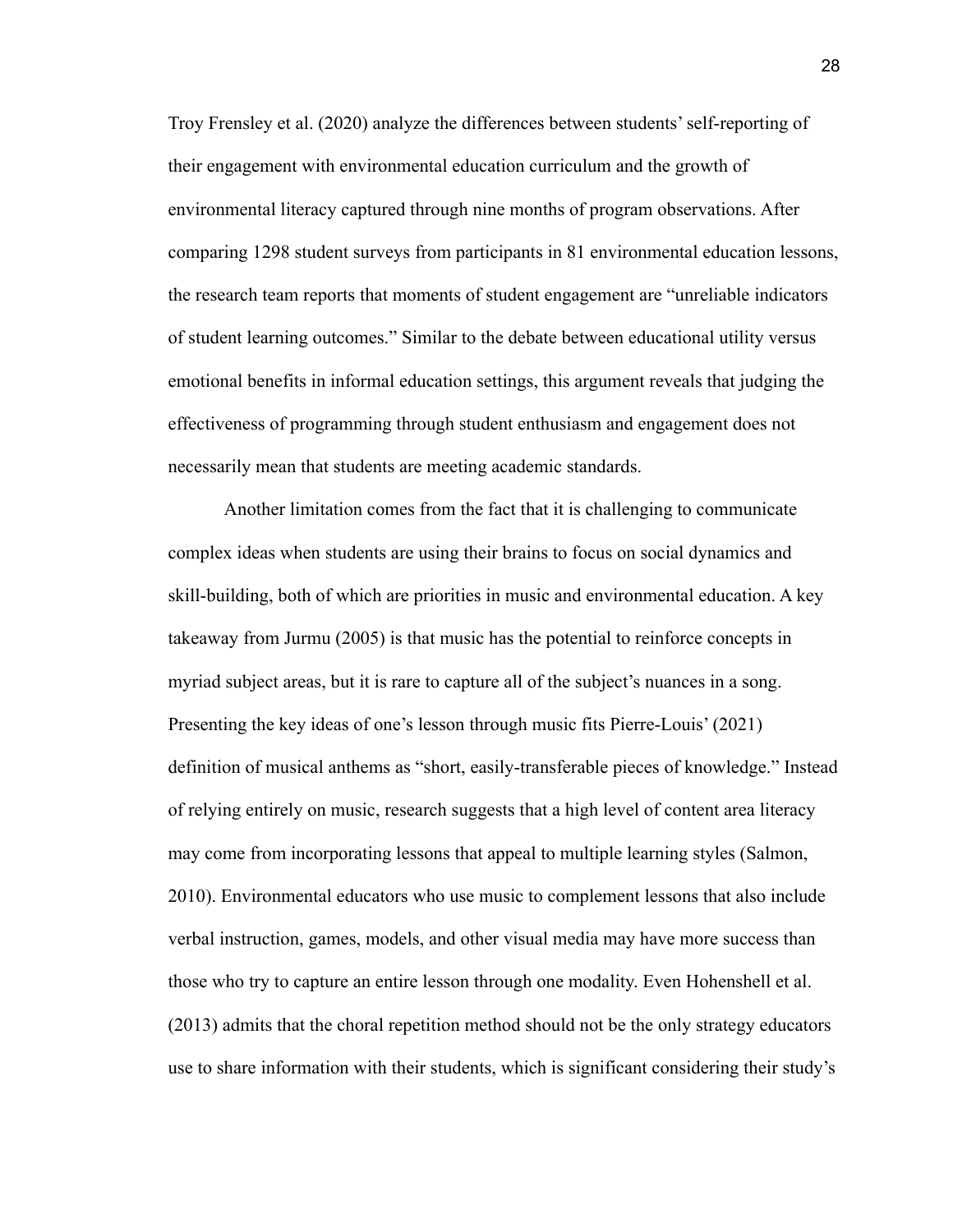Troy Frensley et al. (2020) analyze the differences between students' self-reporting of their engagement with environmental education curriculum and the growth of environmental literacy captured through nine months of program observations. After comparing 1298 student surveys from participants in 81 environmental education lessons, the research team reports that moments of student engagement are "unreliable indicators of student learning outcomes." Similar to the debate between educational utility versus emotional benefits in informal education settings, this argument reveals that judging the effectiveness of programming through student enthusiasm and engagement does not necessarily mean that students are meeting academic standards.

Another limitation comes from the fact that it is challenging to communicate complex ideas when students are using their brains to focus on social dynamics and skill-building, both of which are priorities in music and environmental education. A key takeaway from Jurmu (2005) is that music has the potential to reinforce concepts in myriad subject areas, but it is rare to capture all of the subject's nuances in a song. Presenting the key ideas of one's lesson through music fits Pierre-Louis' (2021) definition of musical anthems as "short, easily-transferable pieces of knowledge." Instead of relying entirely on music, research suggests that a high level of content area literacy may come from incorporating lessons that appeal to multiple learning styles (Salmon, 2010). Environmental educators who use music to complement lessons that also include verbal instruction, games, models, and other visual media may have more success than those who try to capture an entire lesson through one modality. Even Hohenshell et al. (2013) admits that the choral repetition method should not be the only strategy educators use to share information with their students, which is significant considering their study's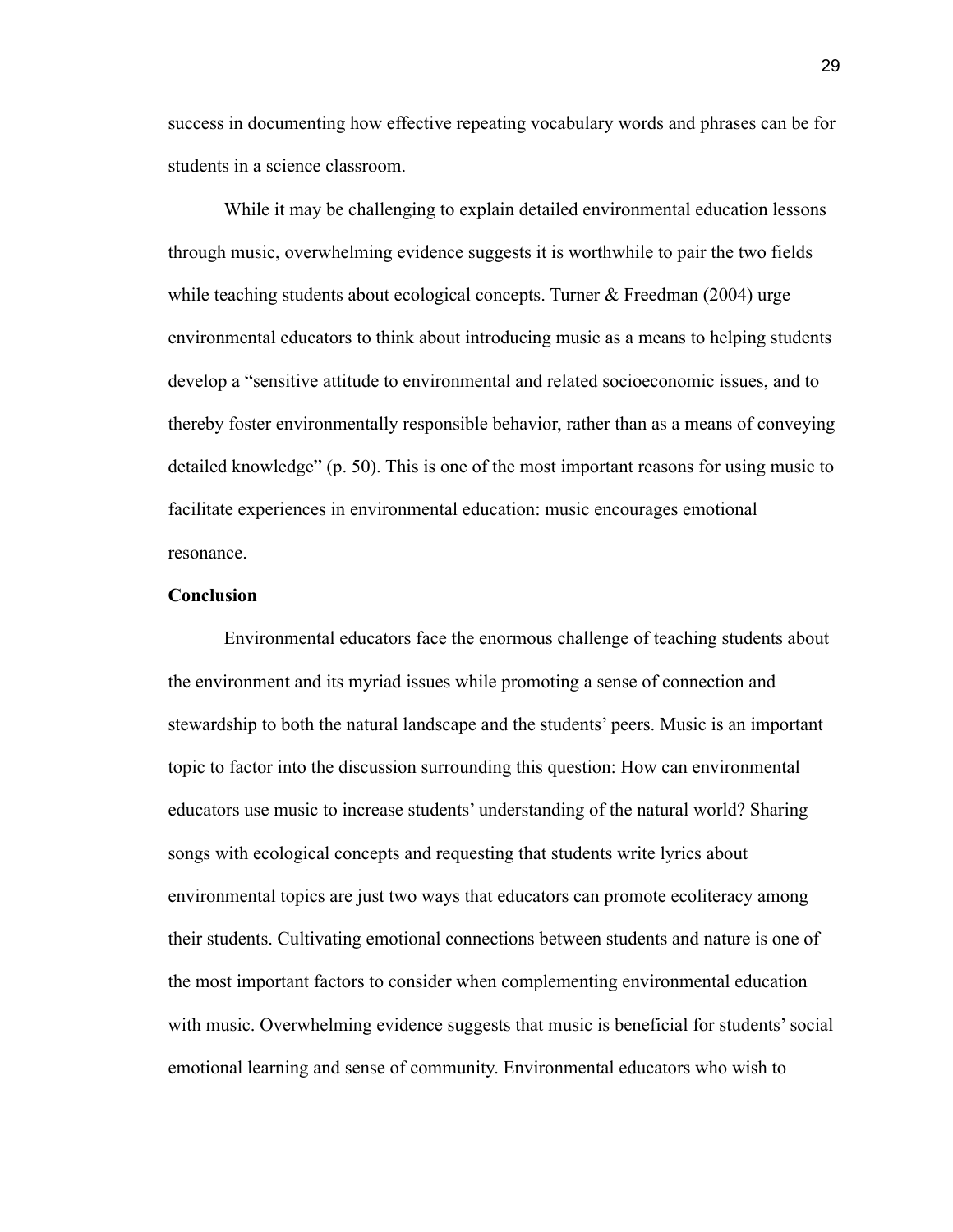success in documenting how effective repeating vocabulary words and phrases can be for students in a science classroom.

While it may be challenging to explain detailed environmental education lessons through music, overwhelming evidence suggests it is worthwhile to pair the two fields while teaching students about ecological concepts. Turner & Freedman (2004) urge environmental educators to think about introducing music as a means to helping students develop a "sensitive attitude to environmental and related socioeconomic issues, and to thereby foster environmentally responsible behavior, rather than as a means of conveying detailed knowledge" (p. 50). This is one of the most important reasons for using music to facilitate experiences in environmental education: music encourages emotional resonance.

**Conclusion**

Environmental educators face the enormous challenge of teaching students about the environment and its myriad issues while promoting a sense of connection and stewardship to both the natural landscape and the students' peers. Music is an important topic to factor into the discussion surrounding this question: How can environmental educators use music to increase students' understanding of the natural world? Sharing songs with ecological concepts and requesting that students write lyrics about environmental topics are just two ways that educators can promote ecoliteracy among their students. Cultivating emotional connections between students and nature is one of the most important factors to consider when complementing environmental education with music. Overwhelming evidence suggests that music is beneficial for students' social emotional learning and sense of community. Environmental educators who wish to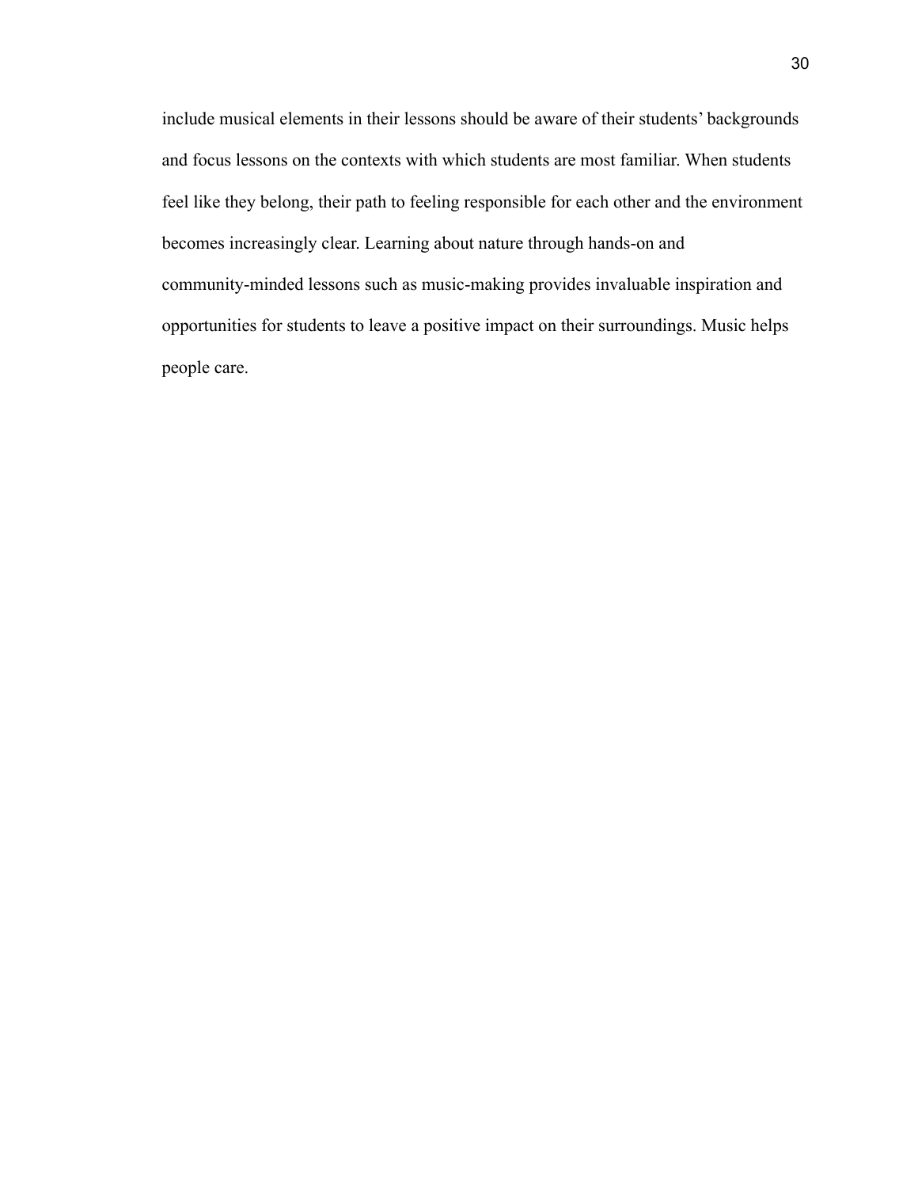include musical elements in their lessons should be aware of their students' backgrounds and focus lessons on the contexts with which students are most familiar. When students feel like they belong, their path to feeling responsible for each other and the environment becomes increasingly clear. Learning about nature through hands-on and community-minded lessons such as music-making provides invaluable inspiration and opportunities for students to leave a positive impact on their surroundings. Music helps people care.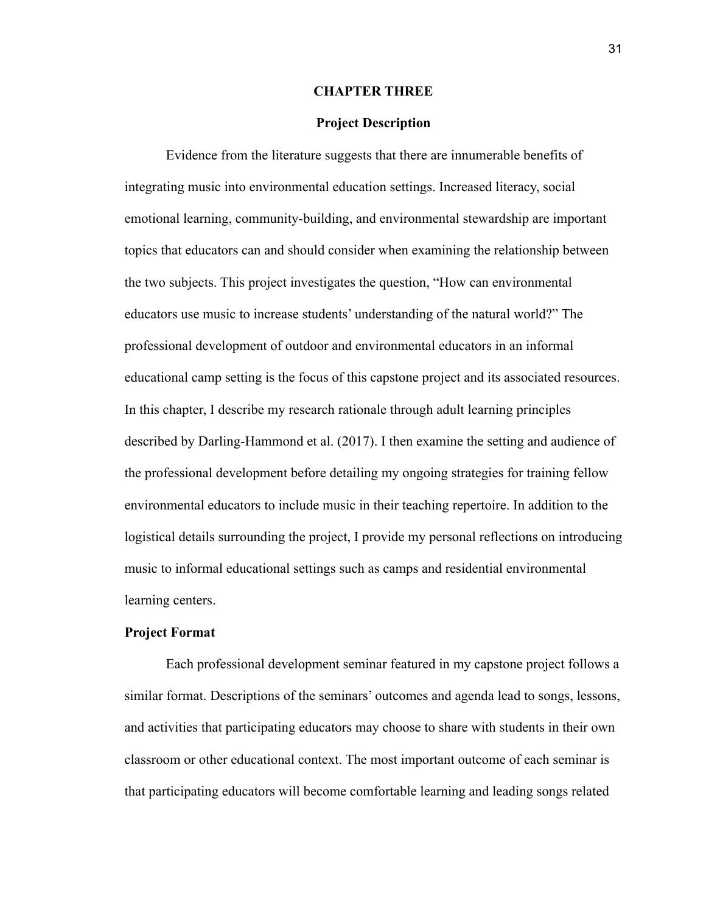# CHAPTER THREE

## Project Description

Evidence from the literature suggests that there are innumerable benefits of integrating music into environmental education settings. Increased literacy, social emotional learning, community-building, and environmental stewardship are important topics that educators can and should consider when examining the relationship between the two subjects. This project investigates the question, "How can environmental educators use music to increase students' understanding of the natural world?" The professional development of outdoor and environmental educators in an informal educational camp setting is the focus of this capstone project and its associated resources. In this chapter, I describe my research rationale through adult learning principles described by Darling-Hammond et al. (2017). I then examine the setting and audience of the professional development before detailing my ongoing strategies for training fellow environmental educators to include music in their teaching repertoire. In addition to the logistical details surrounding the project, I provide my personal reflections on introducing music to informal educational settings such as camps and residential environmental learning centers.

### Project Format

Each professional development seminar featured in my capstone project follows a similar format. Descriptions of the seminars' outcomes and agenda lead to songs, lessons, and activities that participating educators may choose to share with students in their own classroom or other educational context. The most important outcome of each seminar is that participating educators will become comfortable learning and leading songs related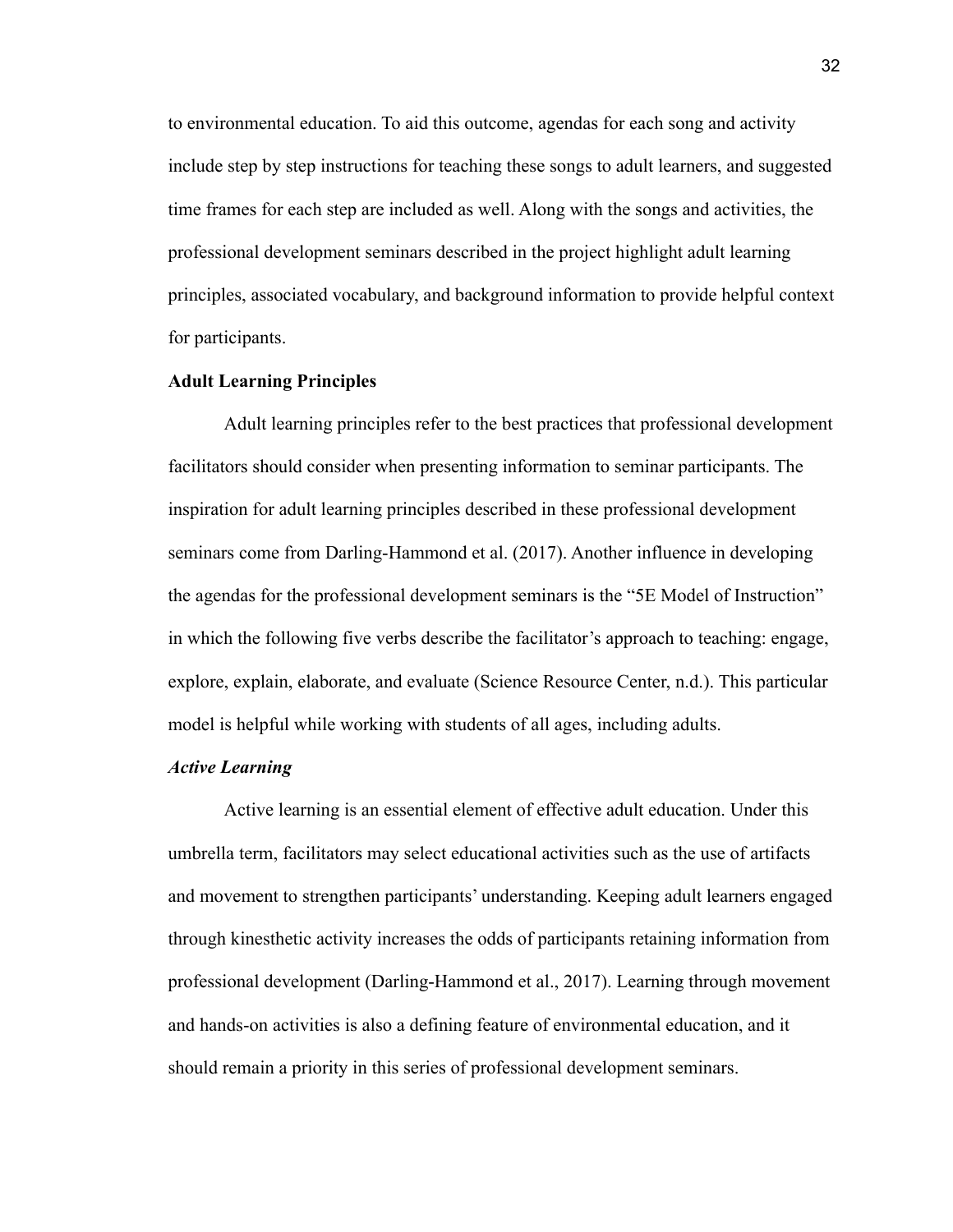to environmental education. To aid this outcome, agendas for each song and activity include step by step instructions for teaching these songs to adult learners, and suggested time frames for each step are included as well. Along with the songs and activities, the professional development seminars described in the project highlight adult learning principles, associated vocabulary, and background information to provide helpful context for participants.

## Adult Learning Principles

Adult learning principles refer to the best practices that professional development facilitators should consider when presenting information to seminar participants. The inspiration for adult learning principles described in these professional development seminars come from Darling-Hammond et al. (2017). Another influence in developing the agendas for the professional development seminars is the "5E Model of Instruction" in which the following five verbs describe the facilitator's approach to teaching: engage, explore, explain, elaborate, and evaluate (Science Resource Center, n.d.). This particular model is helpful while working with students of all ages, including adults.

### *Active Learning*

Active learning is an essential element of effective adult education. Under this umbrella term, facilitators may select educational activities such as the use of artifacts and movement to strengthen participants' understanding. Keeping adult learners engaged through kinesthetic activity increases the odds of participants retaining information from professional development (Darling-Hammond et al., 2017). Learning through movement and hands-on activities is also a defining feature of environmental education, and it should remain a priority in this series of professional development seminars.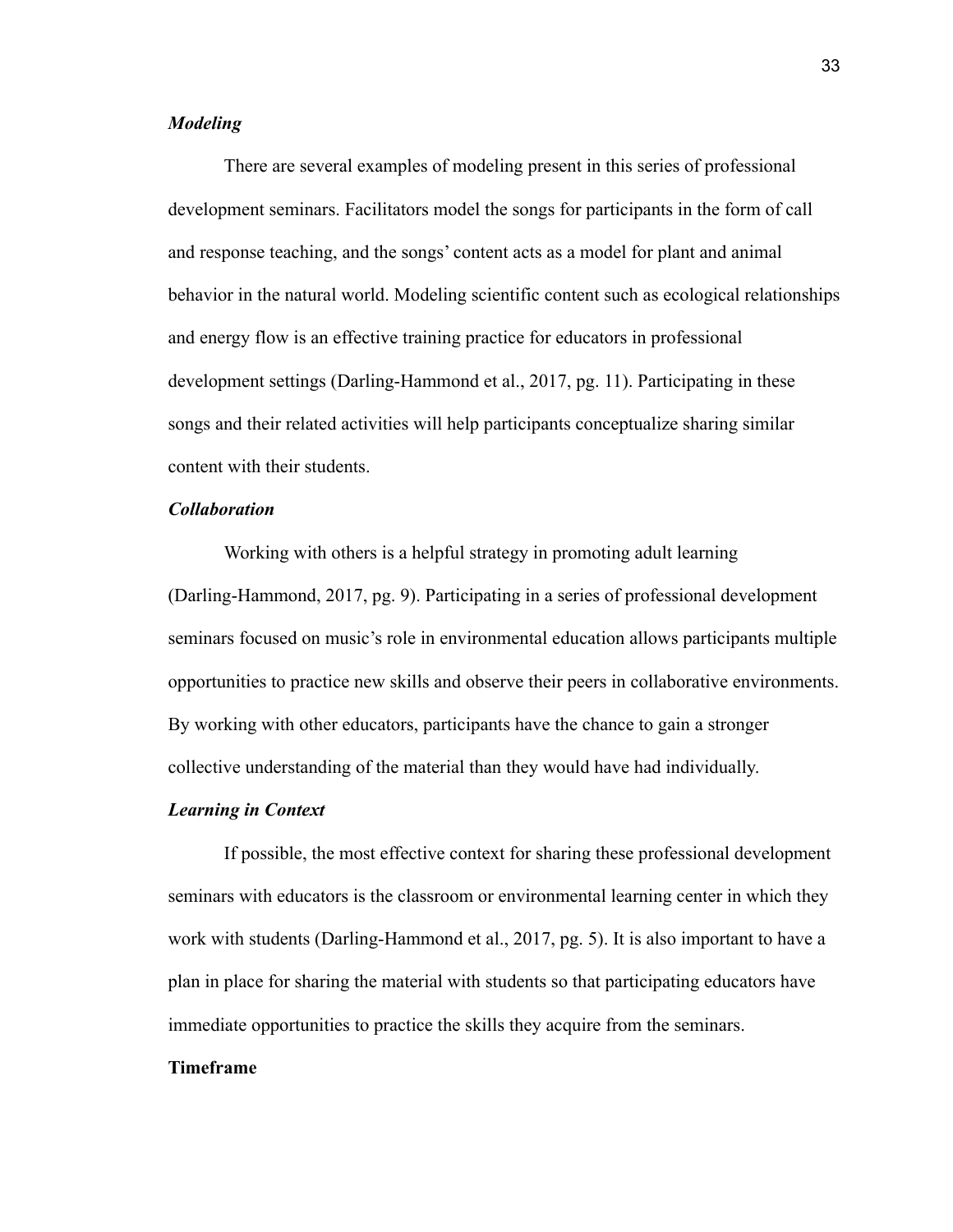### *Modeling*

There are several examples of modeling present in this series of professional development seminars. Facilitators model the songs for participants in the form of call and response teaching, and the songs' content acts as a model for plant and animal behavior in the natural world. Modeling scientific content such as ecological relationships and energy flow is an effective training practice for educators in professional development settings (Darling-Hammond et al., 2017, pg. 11). Participating in these songs and their related activities will help participants conceptualize sharing similar content with their students.

### *Collaboration*

Working with others is a helpful strategy in promoting adult learning (Darling-Hammond, 2017, pg. 9). Participating in a series of professional development seminars focused on music's role in environmental education allows participants multiple opportunities to practice new skills and observe their peers in collaborative environments. By working with other educators, participants have the chance to gain a stronger collective understanding of the material than they would have had individually.

### *Learning in Context*

If possible, the most effective context for sharing these professional development seminars with educators is the classroom or environmental learning center in which they work with students (Darling-Hammond et al., 2017, pg. 5). It is also important to have a plan in place for sharing the material with students so that participating educators have immediate opportunities to practice the skills they acquire from the seminars.

## Timeframe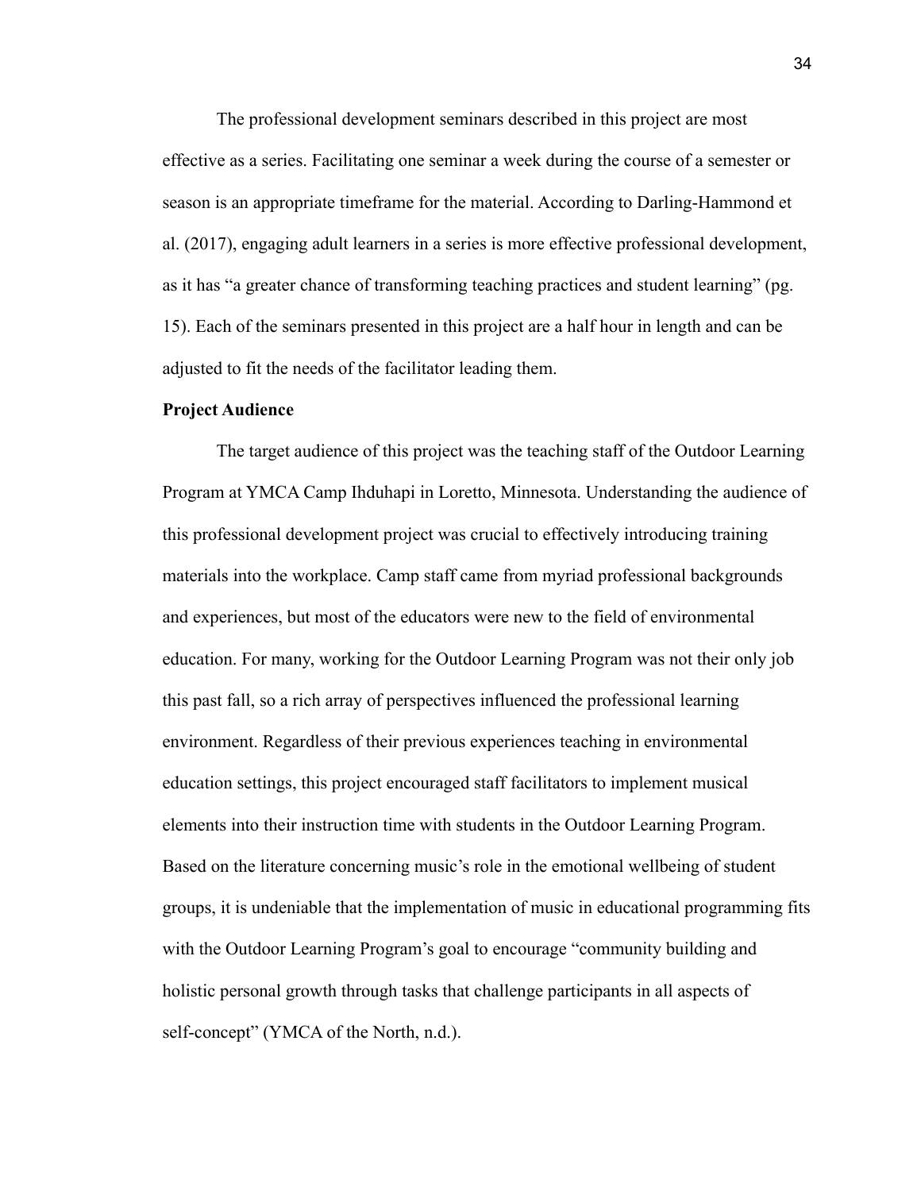The professional development seminars described in this project are most effective as a series. Facilitating one seminar a week during the course of a semester or season is an appropriate timeframe for the material. According to Darling-Hammond et al. (2017), engaging adult learners in a series is more effective professional development, as it has "a greater chance of transforming teaching practices and student learning" (pg. 15). Each of the seminars presented in this project are a half hour in length and can be adjusted to fit the needs of the facilitator leading them.

**Project Audience**

The target audience of this project was the teaching staff of the Outdoor Learning Program at YMCA Camp Ihduhapi in Loretto, Minnesota. Understanding the audience of this professional development project was crucial to effectively introducing training materials into the workplace. Camp staff came from myriad professional backgrounds and experiences, but most of the educators were new to the field of environmental education. For many, working for the Outdoor Learning Program was not their only job this past fall, so a rich array of perspectives influenced the professional learning environment. Regardless of their previous experiences teaching in environmental education settings, this project encouraged staff facilitators to implement musical elements into their instruction time with students in the Outdoor Learning Program. Based on the literature concerning music's role in the emotional wellbeing of student groups, it is undeniable that the implementation of music in educational programming fits with the Outdoor Learning Program's goal to encourage "community building and holistic personal growth through tasks that challenge participants in all aspects of self-concept" (YMCA of the North, n.d.).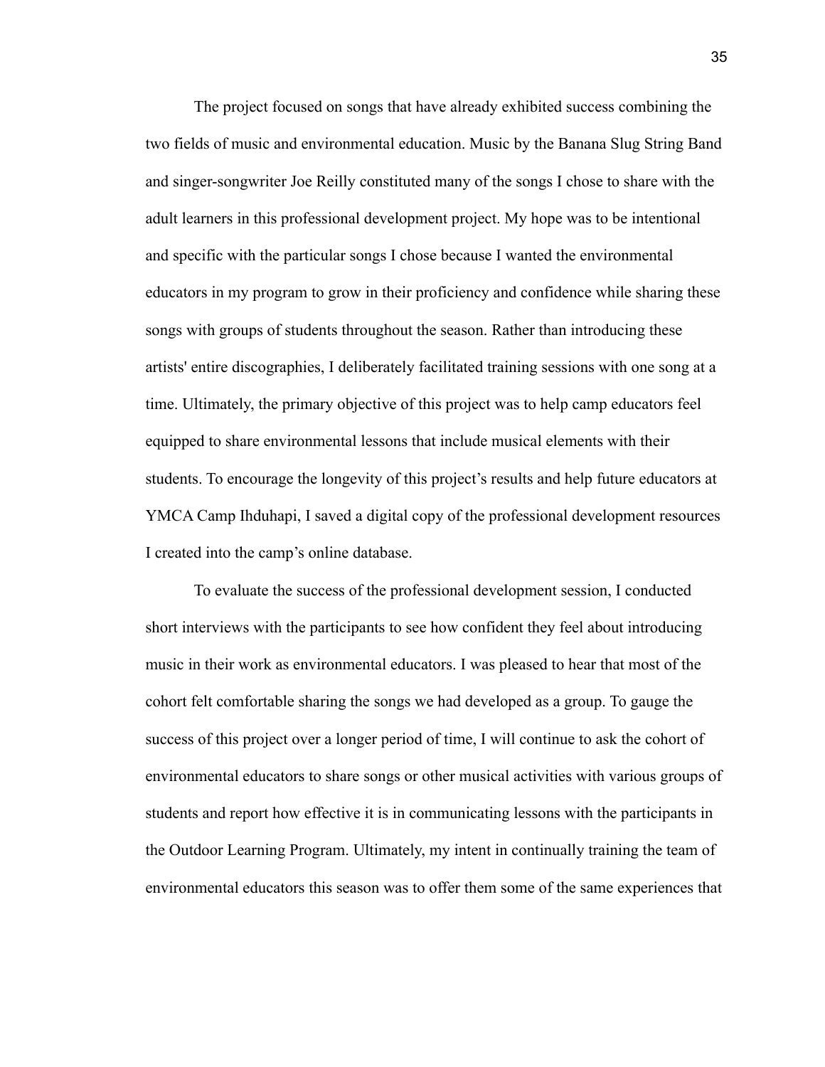The project focused on songs that have already exhibited success combining the two fields of music and environmental education. Music by the Banana Slug String Band and singer-songwriter Joe Reilly constituted many of the songs I chose to share with the adult learners in this professional development project. My hope was to be intentional and specific with the particular songs I chose because I wanted the environmental educators in my program to grow in their proficiency and confidence while sharing these songs with groups of students throughout the season. Rather than introducing these artists' entire discographies, I deliberately facilitated training sessions with one song at a time. Ultimately, the primary objective of this project was to help camp educators feel equipped to share environmental lessons that include musical elements with their students. To encourage the longevity of this project's results and help future educators at YMCA Camp Ihduhapi, I saved a digital copy of the professional development resources I created into the camp's online database.

To evaluate the success of the professional development session, I conducted short interviews with the participants to see how confident they feel about introducing music in their work as environmental educators. I was pleased to hear that most of the cohort felt comfortable sharing the songs we had developed as a group. To gauge the success of this project over a longer period of time, I will continue to ask the cohort of environmental educators to share songs or other musical activities with various groups of students and report how effective it is in communicating lessons with the participants in the Outdoor Learning Program. Ultimately, my intent in continually training the team of environmental educators this season was to offer them some of the same experiences that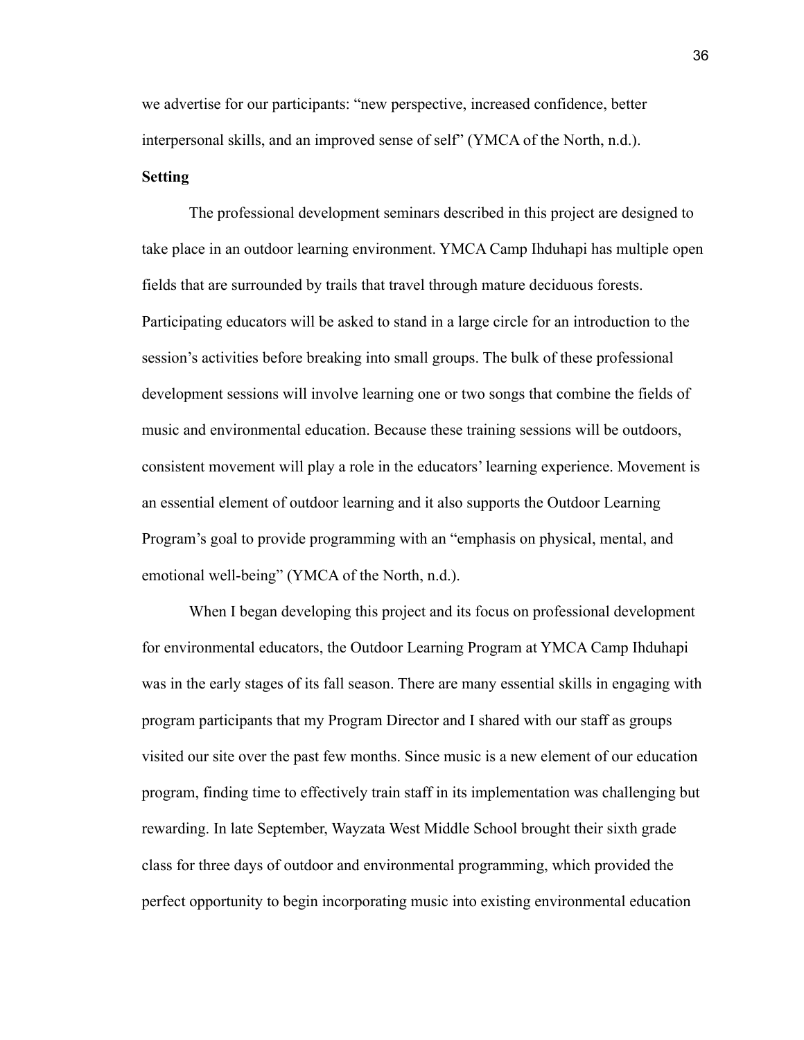we advertise for our participants: “new perspective, increased confidence, better interpersonal skills, and an improved sense of self” (YMCA of the North, n.d.).

**Setting**

The professional development seminars described in this project are designed to take place in an outdoor learning environment. YMCA Camp Ihduhapi has multiple open fields that are surrounded by trails that travel through mature deciduous forests. Participating educators will be asked to stand in a large circle for an introduction to the session’s activities before breaking into small groups. The bulk of these professional development sessions will involve learning one or two songs that combine the fields of music and environmental education. Because these training sessions will be outdoors, consistent movement will play a role in the educators’ learning experience. Movement is an essential element of outdoor learning and it also supports the Outdoor Learning Program’s goal to provide programming with an “emphasis on physical, mental, and emotional well-being” (YMCA of the North, n.d.).

When I began developing this project and its focus on professional development for environmental educators, the Outdoor Learning Program at YMCA Camp Ihduhapi was in the early stages of its fall season. There are many essential skills in engaging with program participants that my Program Director and I shared with our staff as groups visited our site over the past few months. Since music is a new element of our education program, finding time to effectively train staff in its implementation was challenging but rewarding. In late September, Wayzata West Middle School brought their sixth grade class for three days of outdoor and environmental programming, which provided the perfect opportunity to begin incorporating music into existing environmental education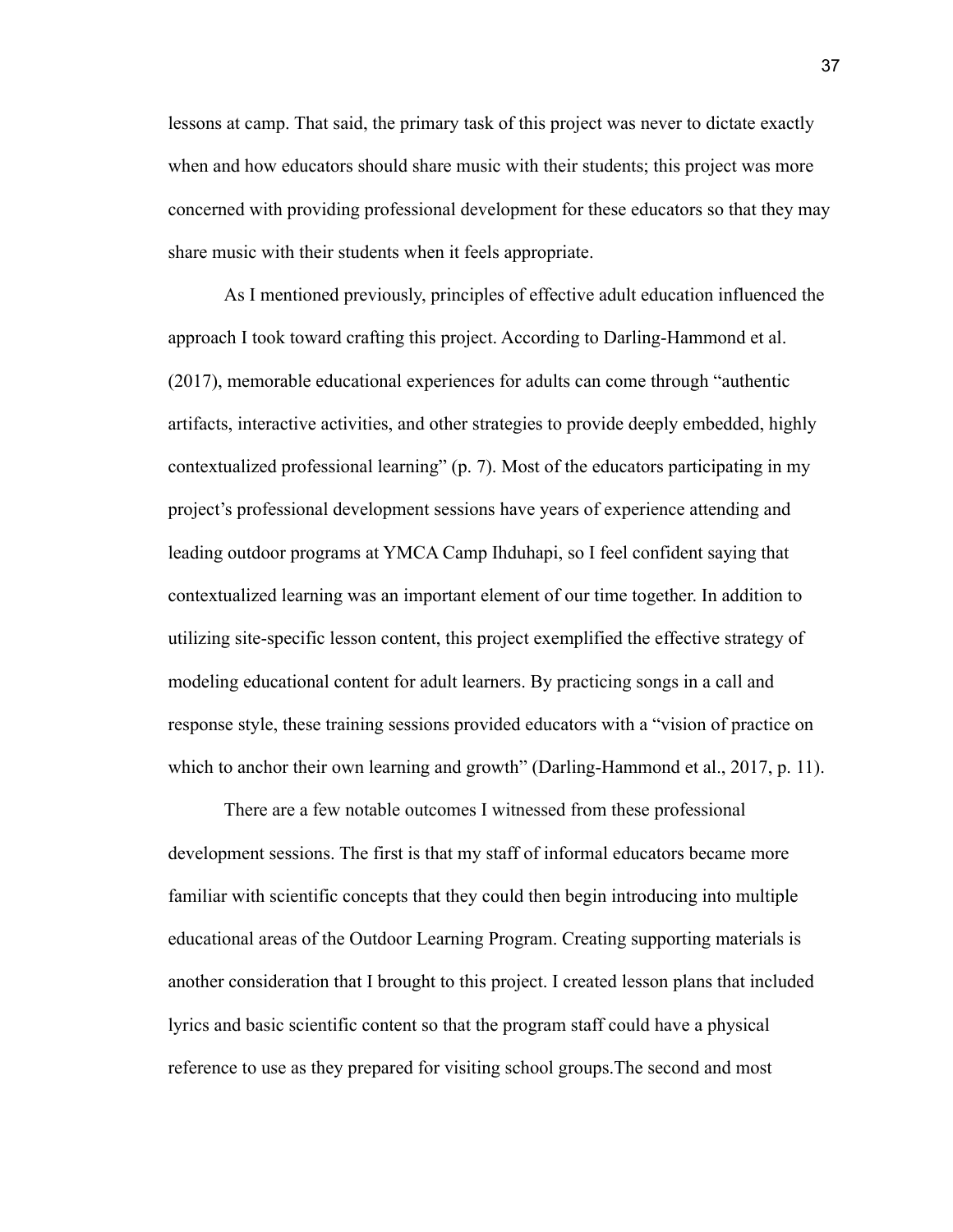lessons at camp. That said, the primary task of this project was never to dictate exactly when and how educators should share music with their students; this project was more concerned with providing professional development for these educators so that they may share music with their students when it feels appropriate.

As I mentioned previously, principles of effective adult education influenced the approach I took toward crafting this project. According to Darling-Hammond et al. (2017), memorable educational experiences for adults can come through "authentic artifacts, interactive activities, and other strategies to provide deeply embedded, highly contextualized professional learning" (p. 7). Most of the educators participating in my project's professional development sessions have years of experience attending and leading outdoor programs at YMCA Camp Ihduhapi, so I feel confident saying that contextualized learning was an important element of our time together. In addition to utilizing site-specific lesson content, this project exemplified the effective strategy of modeling educational content for adult learners. By practicing songs in a call and response style, these training sessions provided educators with a "vision of practice on which to anchor their own learning and growth" (Darling-Hammond et al., 2017, p. 11).

There are a few notable outcomes I witnessed from these professional development sessions. The first is that my staff of informal educators became more familiar with scientific concepts that they could then begin introducing into multiple educational areas of the Outdoor Learning Program. Creating supporting materials is another consideration that I brought to this project. I created lesson plans that included lyrics and basic scientific content so that the program staff could have a physical reference to use as they prepared for visiting school groups.The second and most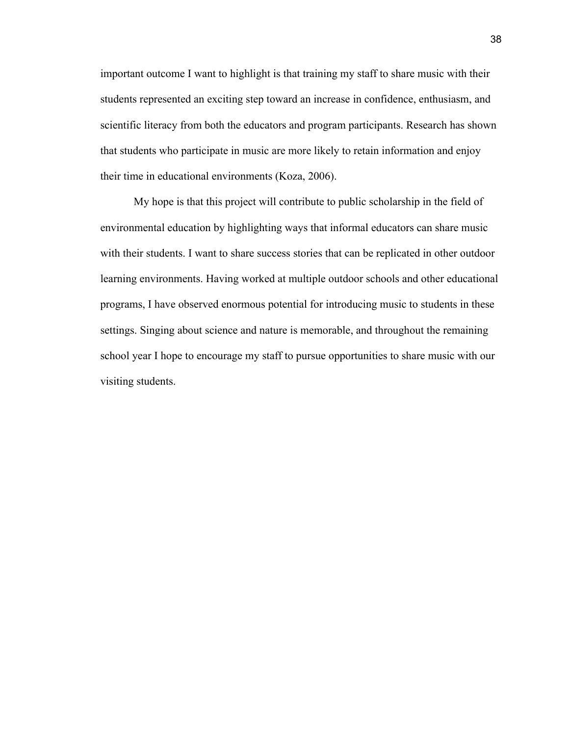important outcome I want to highlight is that training my staff to share music with their students represented an exciting step toward an increase in confidence, enthusiasm, and scientific literacy from both the educators and program participants. Research has shown that students who participate in music are more likely to retain information and enjoy their time in educational environments (Koza, 2006).

My hope is that this project will contribute to public scholarship in the field of environmental education by highlighting ways that informal educators can share music with their students. I want to share success stories that can be replicated in other outdoor learning environments. Having worked at multiple outdoor schools and other educational programs, I have observed enormous potential for introducing music to students in these settings. Singing about science and nature is memorable, and throughout the remaining school year I hope to encourage my staff to pursue opportunities to share music with our visiting students.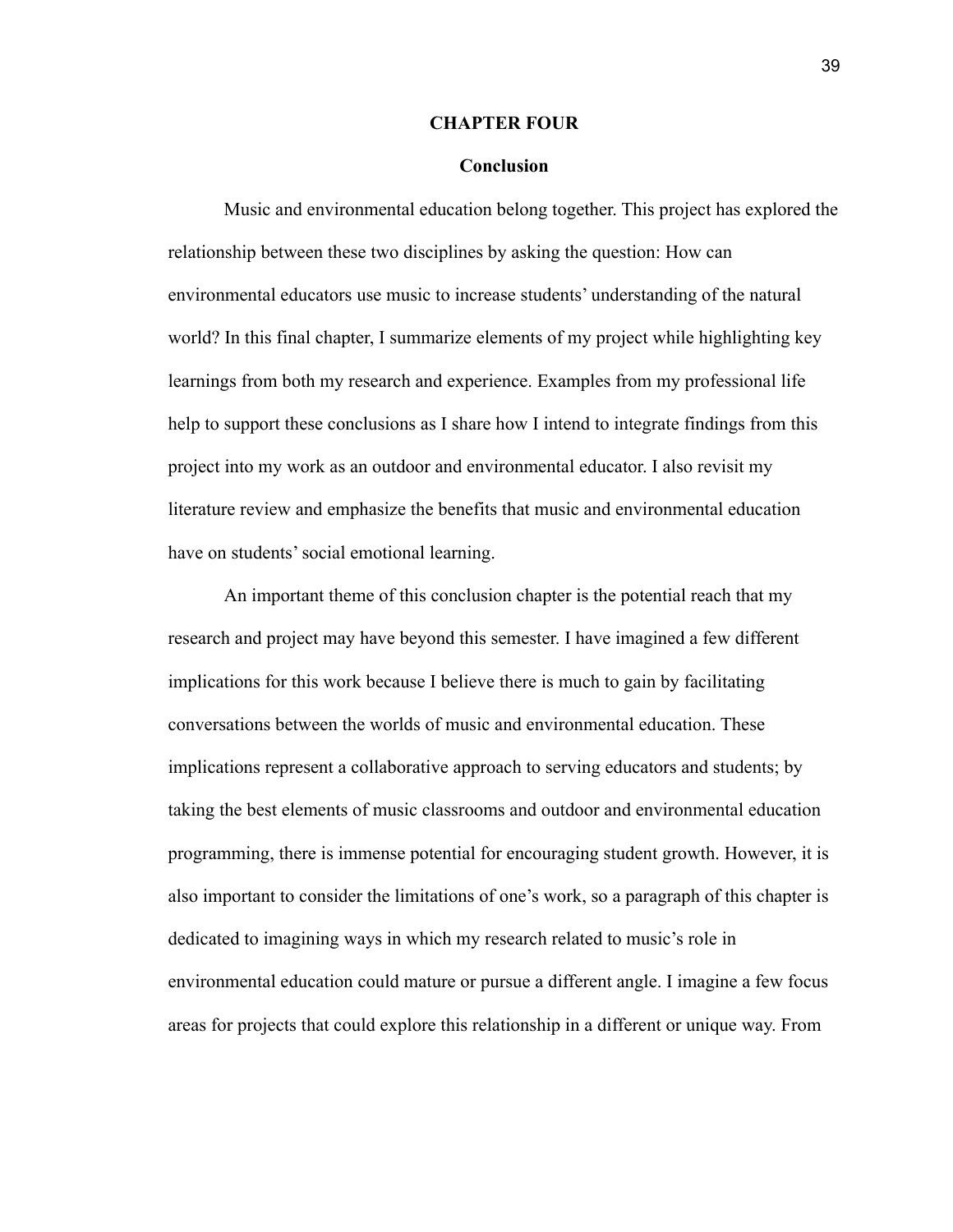# CHAPTER FOUR

## Conclusion

Music and environmental education belong together. This project has explored the relationship between these two disciplines by asking the question: How can environmental educators use music to increase students' understanding of the natural world? In this final chapter, I summarize elements of my project while highlighting key learnings from both my research and experience. Examples from my professional life help to support these conclusions as I share how I intend to integrate findings from this project into my work as an outdoor and environmental educator. I also revisit my literature review and emphasize the benefits that music and environmental education have on students' social emotional learning.

An important theme of this conclusion chapter is the potential reach that my research and project may have beyond this semester. I have imagined a few different implications for this work because I believe there is much to gain by facilitating conversations between the worlds of music and environmental education. These implications represent a collaborative approach to serving educators and students; by taking the best elements of music classrooms and outdoor and environmental education programming, there is immense potential for encouraging student growth. However, it is also important to consider the limitations of one's work, so a paragraph of this chapter is dedicated to imagining ways in which my research related to music's role in environmental education could mature or pursue a different angle. I imagine a few focus areas for projects that could explore this relationship in a different or unique way. From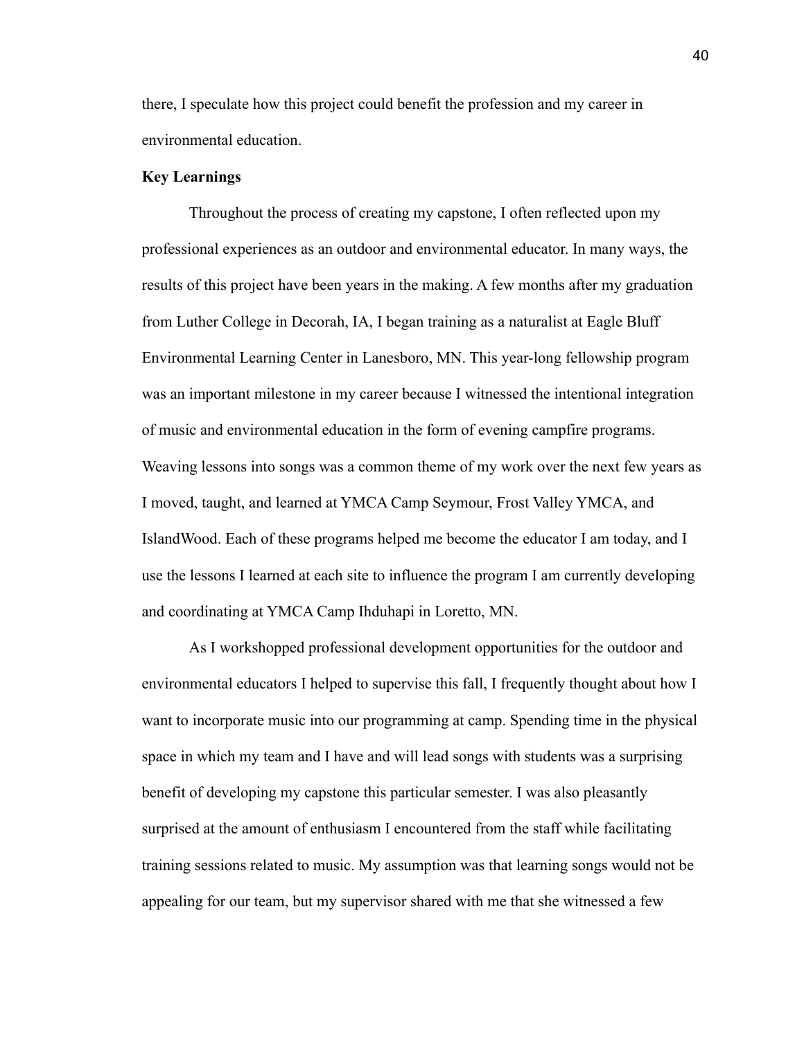there, I speculate how this project could benefit the profession and my career in environmental education.

**Key Learnings**

Throughout the process of creating my capstone, I often reflected upon my professional experiences as an outdoor and environmental educator. In many ways, the results of this project have been years in the making. A few months after my graduation from Luther College in Decorah, IA, I began training as a naturalist at Eagle Bluff Environmental Learning Center in Lanesboro, MN. This year-long fellowship program was an important milestone in my career because I witnessed the intentional integration of music and environmental education in the form of evening campfire programs. Weaving lessons into songs was a common theme of my work over the next few years as I moved, taught, and learned at YMCA Camp Seymour, Frost Valley YMCA, and IslandWood. Each of these programs helped me become the educator I am today, and I use the lessons I learned at each site to influence the program I am currently developing and coordinating at YMCA Camp Ihduhapi in Loretto, MN.

As I workshopped professional development opportunities for the outdoor and environmental educators I helped to supervise this fall, I frequently thought about how I want to incorporate music into our programming at camp. Spending time in the physical space in which my team and I have and will lead songs with students was a surprising benefit of developing my capstone this particular semester. I was also pleasantly surprised at the amount of enthusiasm I encountered from the staff while facilitating training sessions related to music. My assumption was that learning songs would not be appealing for our team, but my supervisor shared with me that she witnessed a few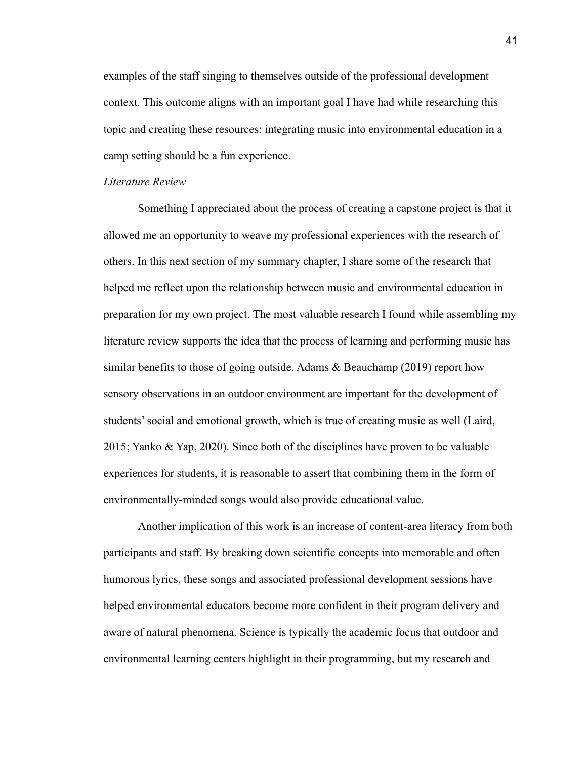examples of the staff singing to themselves outside of the professional development context. This outcome aligns with an important goal I have had while researching this topic and creating these resources: integrating music into environmental education in a camp setting should be a fun experience.

*Literature Review*

Something I appreciated about the process of creating a capstone project is that it allowed me an opportunity to weave my professional experiences with the research of others. In this next section of my summary chapter, I share some of the research that helped me reflect upon the relationship between music and environmental education in preparation for my own project. The most valuable research I found while assembling my literature review supports the idea that the process of learning and performing music has similar benefits to those of going outside. Adams & Beauchamp (2019) report how sensory observations in an outdoor environment are important for the development of students' social and emotional growth, which is true of creating music as well (Laird, 2015; Yanko & Yap, 2020). Since both of the disciplines have proven to be valuable experiences for students, it is reasonable to assert that combining them in the form of environmentally-minded songs would also provide educational value.

Another implication of this work is an increase of content-area literacy from both participants and staff. By breaking down scientific concepts into memorable and often humorous lyrics, these songs and associated professional development sessions have helped environmental educators become more confident in their program delivery and aware of natural phenomena. Science is typically the academic focus that outdoor and environmental learning centers highlight in their programming, but my research and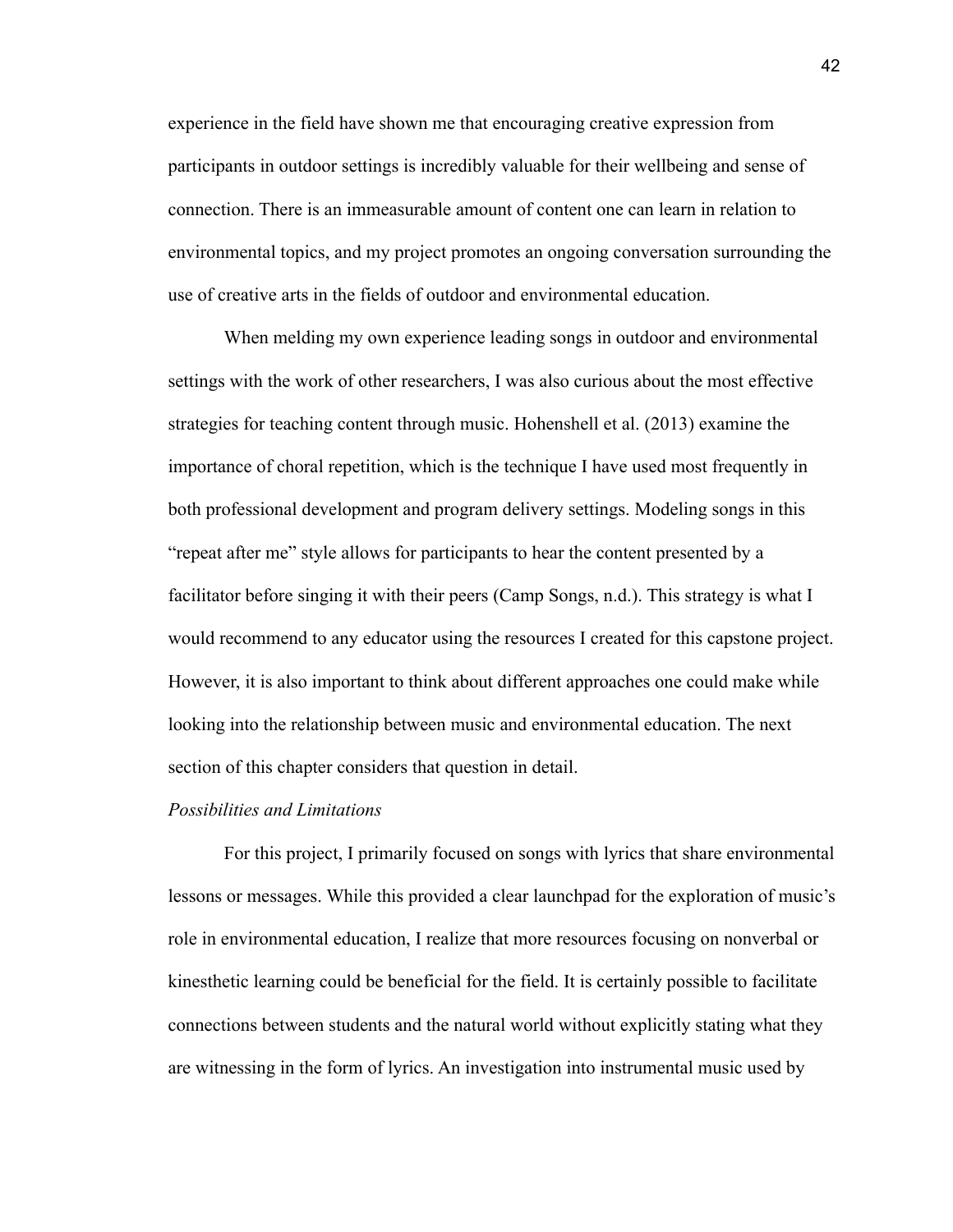experience in the field have shown me that encouraging creative expression from participants in outdoor settings is incredibly valuable for their wellbeing and sense of connection. There is an immeasurable amount of content one can learn in relation to environmental topics, and my project promotes an ongoing conversation surrounding the use of creative arts in the fields of outdoor and environmental education.

When melding my own experience leading songs in outdoor and environmental settings with the work of other researchers, I was also curious about the most effective strategies for teaching content through music. Hohenshell et al. (2013) examine the importance of choral repetition, which is the technique I have used most frequently in both professional development and program delivery settings. Modeling songs in this "repeat after me" style allows for participants to hear the content presented by a facilitator before singing it with their peers (Camp Songs, n.d.). This strategy is what I would recommend to any educator using the resources I created for this capstone project. However, it is also important to think about different approaches one could make while looking into the relationship between music and environmental education. The next section of this chapter considers that question in detail.

*Possibilities and Limitations*

For this project, I primarily focused on songs with lyrics that share environmental lessons or messages. While this provided a clear launchpad for the exploration of music's role in environmental education, I realize that more resources focusing on nonverbal or kinesthetic learning could be beneficial for the field. It is certainly possible to facilitate connections between students and the natural world without explicitly stating what they are witnessing in the form of lyrics. An investigation into instrumental music used by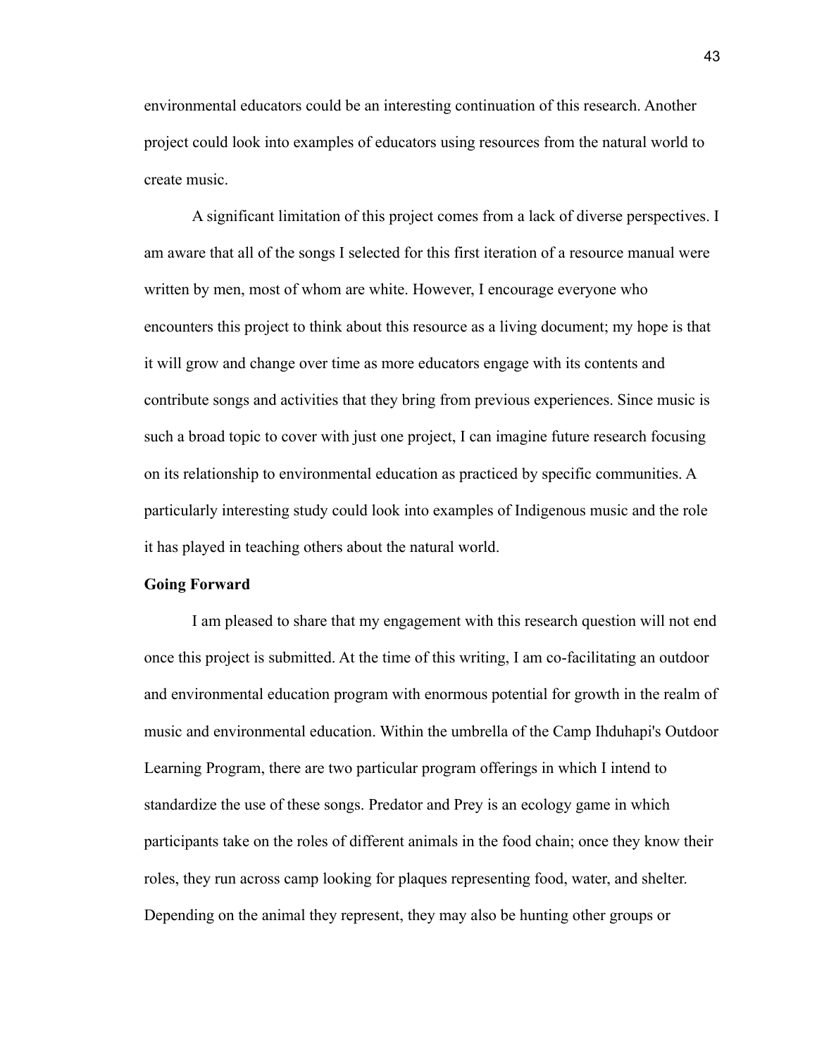environmental educators could be an interesting continuation of this research. Another project could look into examples of educators using resources from the natural world to create music.

A significant limitation of this project comes from a lack of diverse perspectives. I am aware that all of the songs I selected for this first iteration of a resource manual were written by men, most of whom are white. However, I encourage everyone who encounters this project to think about this resource as a living document; my hope is that it will grow and change over time as more educators engage with its contents and contribute songs and activities that they bring from previous experiences. Since music is such a broad topic to cover with just one project, I can imagine future research focusing on its relationship to environmental education as practiced by specific communities. A particularly interesting study could look into examples of Indigenous music and the role it has played in teaching others about the natural world.

**Going Forward**

I am pleased to share that my engagement with this research question will not end once this project is submitted. At the time of this writing, I am co-facilitating an outdoor and environmental education program with enormous potential for growth in the realm of music and environmental education. Within the umbrella of the Camp Ihduhapi's Outdoor Learning Program, there are two particular program offerings in which I intend to standardize the use of these songs. Predator and Prey is an ecology game in which participants take on the roles of different animals in the food chain; once they know their roles, they run across camp looking for plaques representing food, water, and shelter. Depending on the animal they represent, they may also be hunting other groups or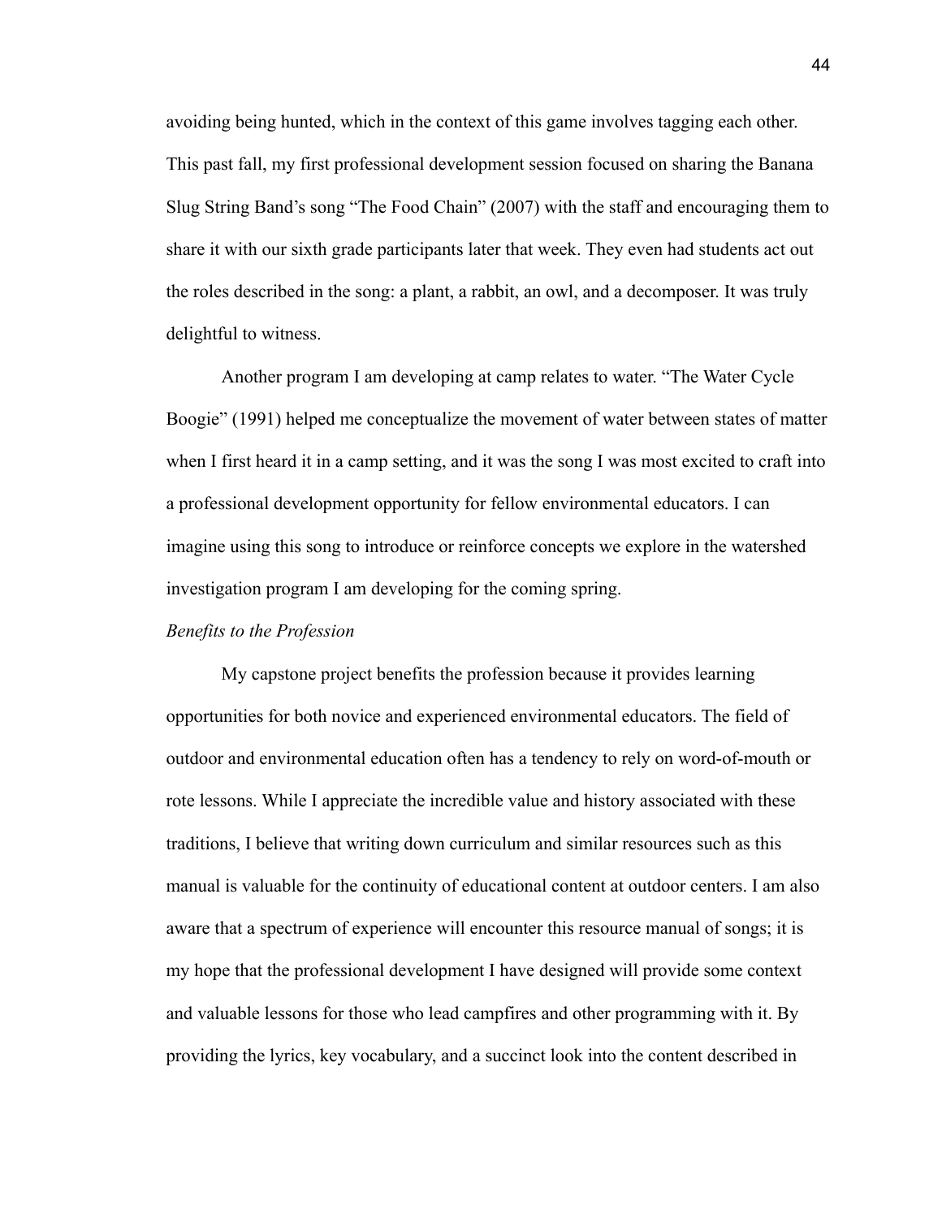avoiding being hunted, which in the context of this game involves tagging each other. This past fall, my first professional development session focused on sharing the Banana Slug String Band's song "The Food Chain" (2007) with the staff and encouraging them to share it with our sixth grade participants later that week. They even had students act out the roles described in the song: a plant, a rabbit, an owl, and a decomposer. It was truly delightful to witness.

Another program I am developing at camp relates to water. "The Water Cycle Boogie" (1991) helped me conceptualize the movement of water between states of matter when I first heard it in a camp setting, and it was the song I was most excited to craft into a professional development opportunity for fellow environmental educators. I can imagine using this song to introduce or reinforce concepts we explore in the watershed investigation program I am developing for the coming spring.

*Benefits to the Profession*

My capstone project benefits the profession because it provides learning opportunities for both novice and experienced environmental educators. The field of outdoor and environmental education often has a tendency to rely on word-of-mouth or rote lessons. While I appreciate the incredible value and history associated with these traditions, I believe that writing down curriculum and similar resources such as this manual is valuable for the continuity of educational content at outdoor centers. I am also aware that a spectrum of experience will encounter this resource manual of songs; it is my hope that the professional development I have designed will provide some context and valuable lessons for those who lead campfires and other programming with it. By providing the lyrics, key vocabulary, and a succinct look into the content described in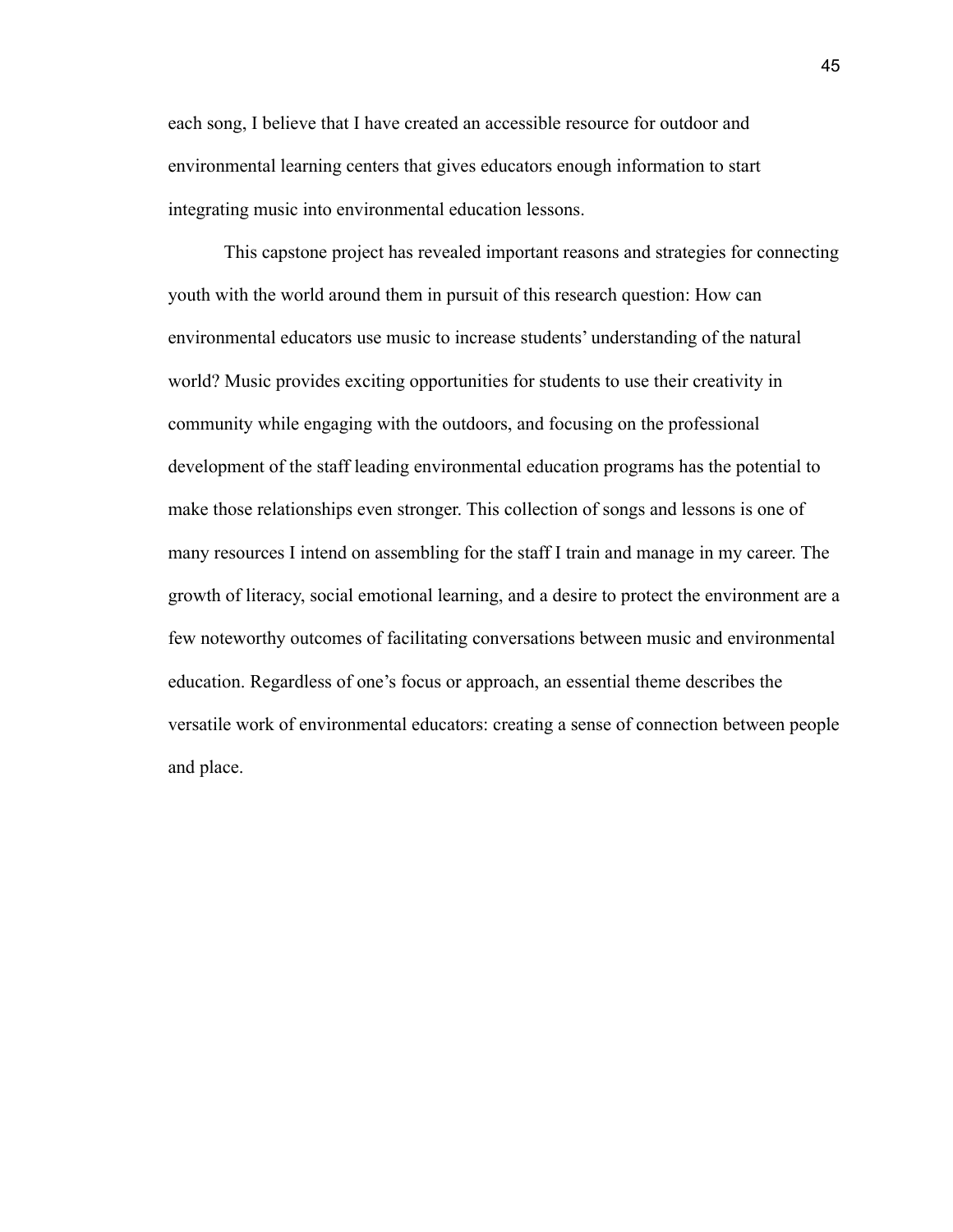each song, I believe that I have created an accessible resource for outdoor and environmental learning centers that gives educators enough information to start integrating music into environmental education lessons.

This capstone project has revealed important reasons and strategies for connecting youth with the world around them in pursuit of this research question: How can environmental educators use music to increase students' understanding of the natural world? Music provides exciting opportunities for students to use their creativity in community while engaging with the outdoors, and focusing on the professional development of the staff leading environmental education programs has the potential to make those relationships even stronger. This collection of songs and lessons is one of many resources I intend on assembling for the staff I train and manage in my career. The growth of literacy, social emotional learning, and a desire to protect the environment are a few noteworthy outcomes of facilitating conversations between music and environmental education. Regardless of one's focus or approach, an essential theme describes the versatile work of environmental educators: creating a sense of connection between people and place.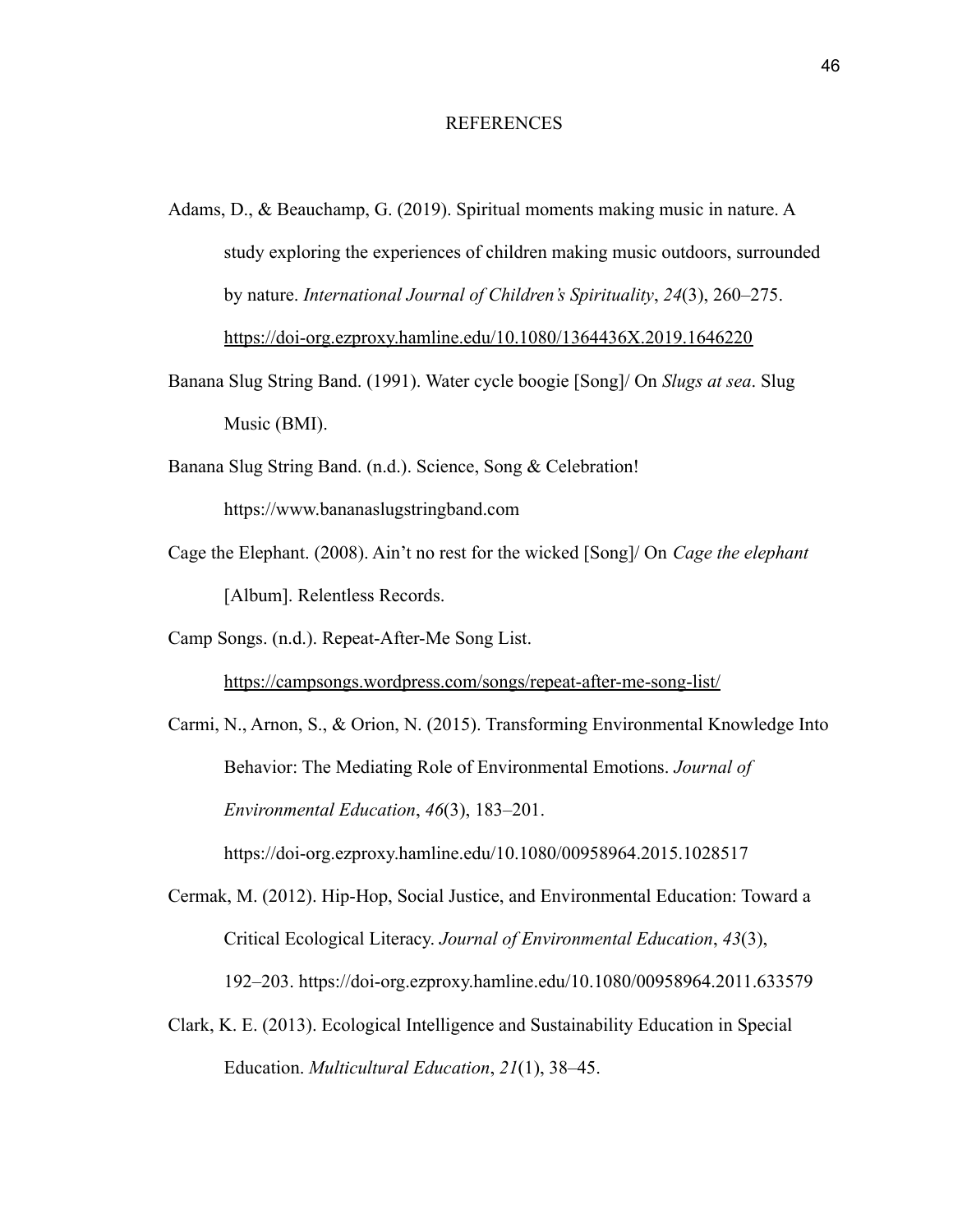# REFERENCES

Adams, D., & Beauchamp, G. (2019). Spiritual moments making music in nature. A study exploring the experiences of children making music outdoors, surrounded by nature. *International Journal of Children's Spirituality*, *24*(3), 260–275. https://doi-org.ezproxy.hamline.edu/10.1080/1364436X.2019.1646220

Banana Slug String Band. (1991). Water cycle boogie [Song]/ On *Slugs at sea*. Slug Music (BMI).

Banana Slug String Band. (n.d.). Science, Song & Celebration! https://www.bananaslugstringband.com

Cage the Elephant. (2008). Ain't no rest for the wicked [Song]/ On *Cage the elephant* [Album]. Relentless Records.

Camp Songs. (n.d.). Repeat-After-Me Song List. https://campsongs.wordpress.com/songs/repeat-after-me-song-list/

Carmi, N., Arnon, S., & Orion, N. (2015). Transforming Environmental Knowledge Into Behavior: The Mediating Role of Environmental Emotions. *Journal of Environmental Education*, *46*(3), 183–201. https://doi-org.ezproxy.hamline.edu/10.1080/00958964.2015.1028517

Cermak, M. (2012). Hip-Hop, Social Justice, and Environmental Education: Toward a Critical Ecological Literacy. *Journal of Environmental Education*, *43*(3), 192–203. https://doi-org.ezproxy.hamline.edu/10.1080/00958964.2011.633579

Clark, K. E. (2013). Ecological Intelligence and Sustainability Education in Special Education. *Multicultural Education*, *21*(1), 38–45.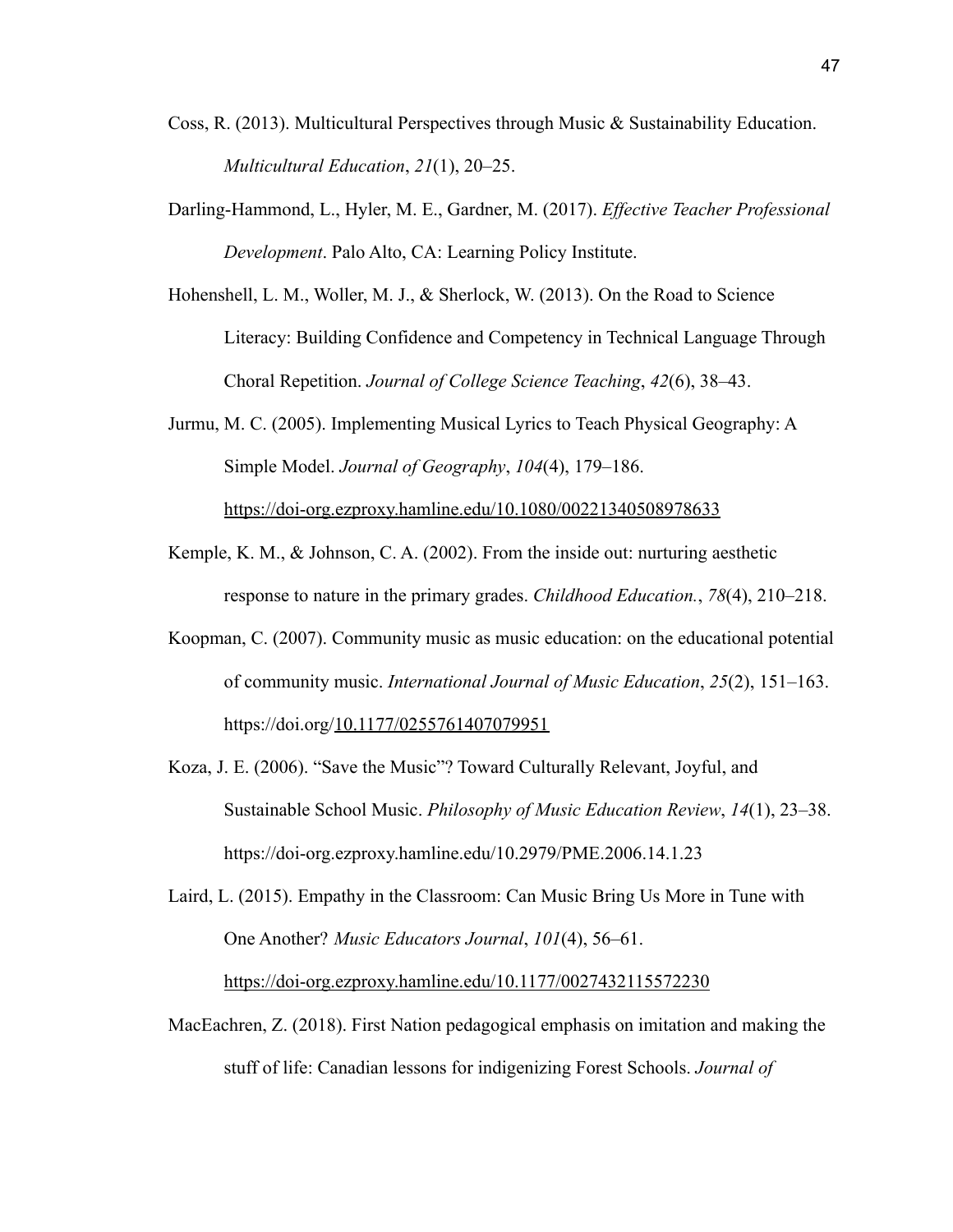Coss, R. (2013). Multicultural Perspectives through Music & Sustainability Education. *Multicultural Education*, *21*(1), 20–25.

Darling-Hammond, L., Hyler, M. E., Gardner, M. (2017). *Effective Teacher Professional Development*. Palo Alto, CA: Learning Policy Institute.

Hohenshell, L. M., Woller, M. J., & Sherlock, W. (2013). On the Road to Science Literacy: Building Confidence and Competency in Technical Language Through Choral Repetition. *Journal of College Science Teaching*, *42*(6), 38–43.

Jurmu, M. C. (2005). Implementing Musical Lyrics to Teach Physical Geography: A Simple Model. *Journal of Geography*, *104*(4), 179–186. https://doi-org.ezproxy.hamline.edu/10.1080/00221340508978633

Kemple, K. M., & Johnson, C. A. (2002). From the inside out: nurturing aesthetic response to nature in the primary grades. *Childhood Education.*, *78*(4), 210–218.

Koopman, C. (2007). Community music as music education: on the educational potential of community music. *International Journal of Music Education*, *25*(2), 151–163. https://doi.org/10.1177/0255761407079951

Koza, J. E. (2006). "Save the Music"? Toward Culturally Relevant, Joyful, and Sustainable School Music. *Philosophy of Music Education Review*, *14*(1), 23–38. https://doi-org.ezproxy.hamline.edu/10.2979/PME.2006.14.1.23

Laird, L. (2015). Empathy in the Classroom: Can Music Bring Us More in Tune with One Another? *Music Educators Journal*, *101*(4), 56–61. https://doi-org.ezproxy.hamline.edu/10.1177/0027432115572230

MacEachren, Z. (2018). First Nation pedagogical emphasis on imitation and making the stuff of life: Canadian lessons for indigenizing Forest Schools. *Journal of*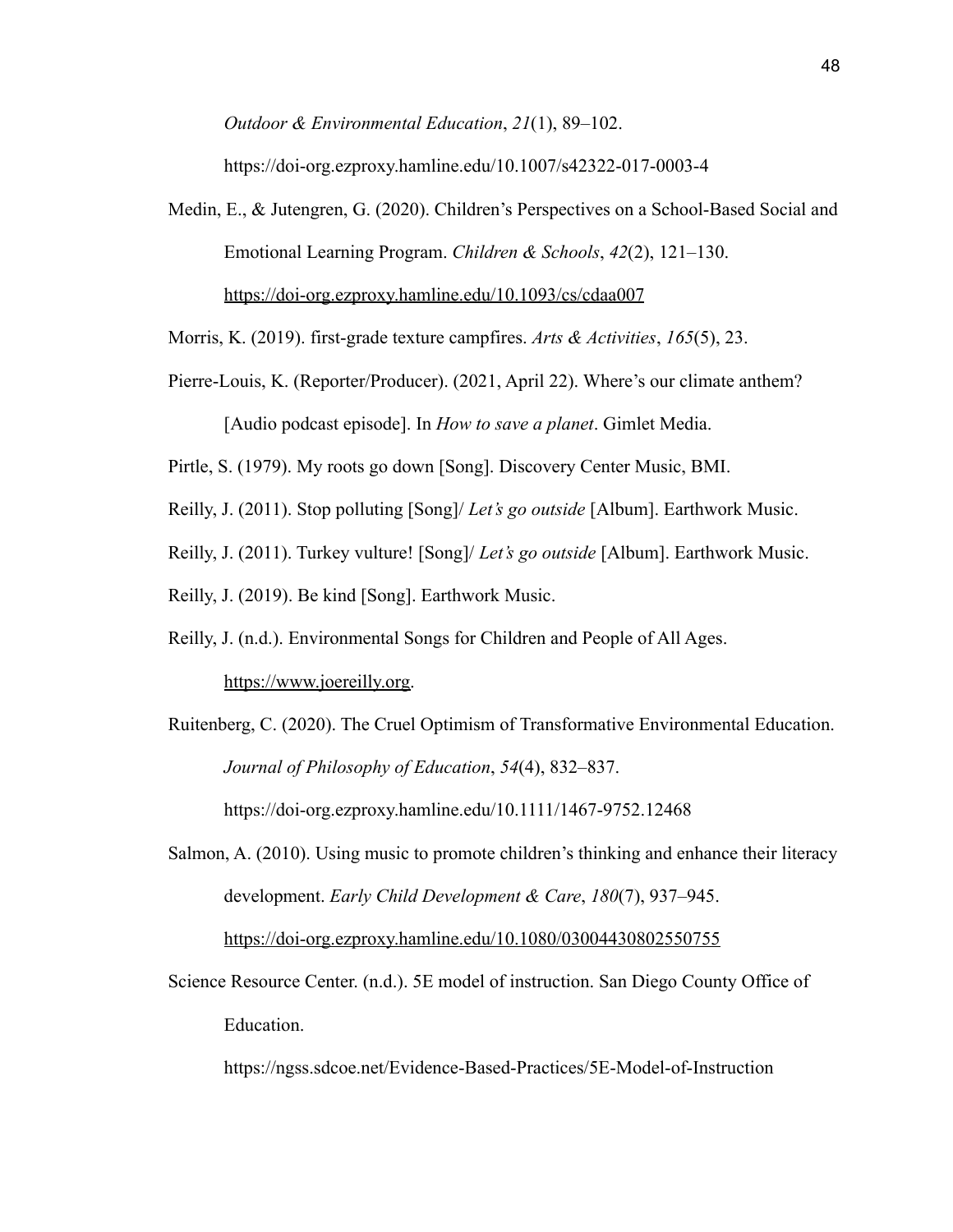*Outdoor & Environmental Education*, *21*(1), 89–102. https://doi-org.ezproxy.hamline.edu/10.1007/s42322-017-0003-4

Medin, E., & Jutengren, G. (2020). Children's Perspectives on a School-Based Social and Emotional Learning Program. *Children & Schools*, *42*(2), 121–130. https://doi-org.ezproxy.hamline.edu/10.1093/cs/cdaa007

Morris, K. (2019). first-grade texture campfires. *Arts & Activities*, *165*(5), 23.

Pierre-Louis, K. (Reporter/Producer). (2021, April 22). Where's our climate anthem? [Audio podcast episode]. In *How to save a planet*. Gimlet Media.

Pirtle, S. (1979). My roots go down [Song]. Discovery Center Music, BMI.

Reilly, J. (2011). Stop polluting [Song]/ *Let's go outside* [Album]. Earthwork Music.

Reilly, J. (2011). Turkey vulture! [Song]/ *Let's go outside* [Album]. Earthwork Music.

Reilly, J. (2019). Be kind [Song]. Earthwork Music.

Reilly, J. (n.d.). Environmental Songs for Children and People of All Ages. https://www.joereilly.org.

Ruitenberg, C. (2020). The Cruel Optimism of Transformative Environmental Education. *Journal of Philosophy of Education*, *54*(4), 832–837. https://doi-org.ezproxy.hamline.edu/10.1111/1467-9752.12468

Salmon, A. (2010). Using music to promote children's thinking and enhance their literacy development. *Early Child Development & Care*, *180*(7), 937–945. https://doi-org.ezproxy.hamline.edu/10.1080/03004430802550755

Science Resource Center. (n.d.). 5E model of instruction. San Diego County Office of Education. https://ngss.sdcoe.net/Evidence-Based-Practices/5E-Model-of-Instruction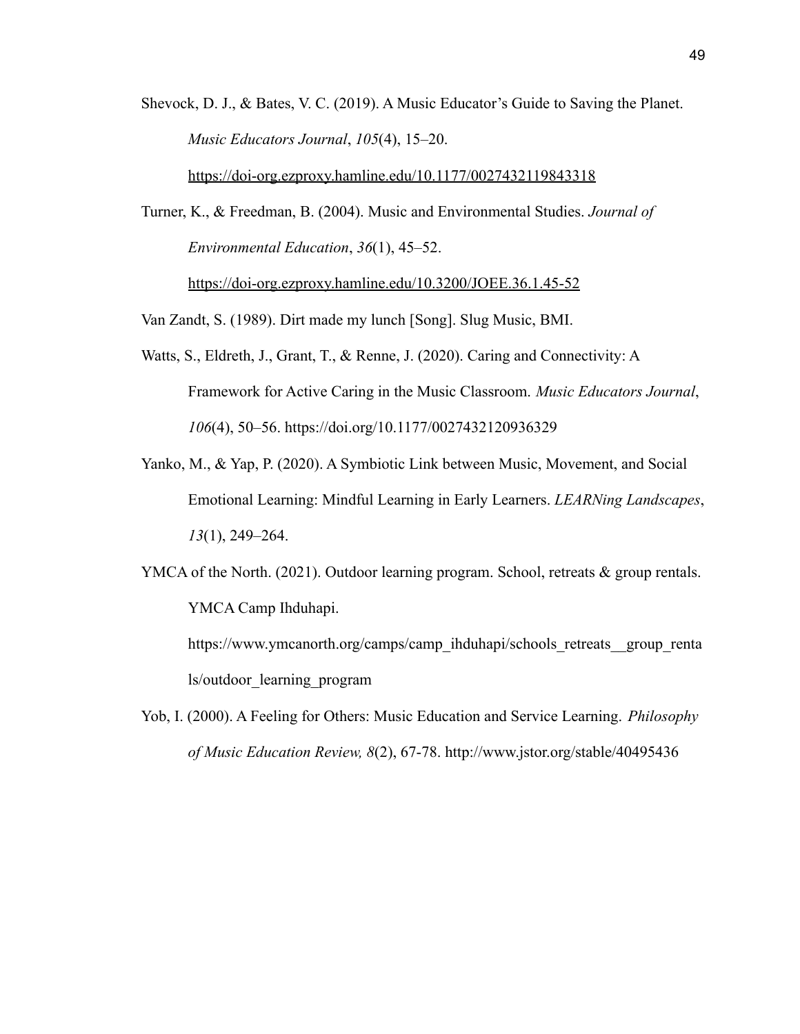Shevock, D. J., & Bates, V. C. (2019). A Music Educator's Guide to Saving the Planet. *Music Educators Journal*, *105*(4), 15–20. https://doi-org.ezproxy.hamline.edu/10.1177/0027432119843318

Turner, K., & Freedman, B. (2004). Music and Environmental Studies. *Journal of Environmental Education*, *36*(1), 45–52. https://doi-org.ezproxy.hamline.edu/10.3200/JOEE.36.1.45-52

Van Zandt, S. (1989). Dirt made my lunch [Song]. Slug Music, BMI.

Watts, S., Eldreth, J., Grant, T., & Renne, J. (2020). Caring and Connectivity: A Framework for Active Caring in the Music Classroom. *Music Educators Journal*, *106*(4), 50–56. https://doi.org/10.1177/0027432120936329

Yanko, M., & Yap, P. (2020). A Symbiotic Link between Music, Movement, and Social Emotional Learning: Mindful Learning in Early Learners. *LEARNing Landscapes*, *13*(1), 249–264.

YMCA of the North. (2021). Outdoor learning program. School, retreats & group rentals. YMCA Camp Ihduhapi. https://www.ymcanorth.org/camps/camp_ihduhapi/schools_retreats__group_rentals/outdoor_learning_program

Yob, I. (2000). A Feeling for Others: Music Education and Service Learning. *Philosophy of Music Education Review, 8*(2), 67-78. http://www.jstor.org/stable/40495436